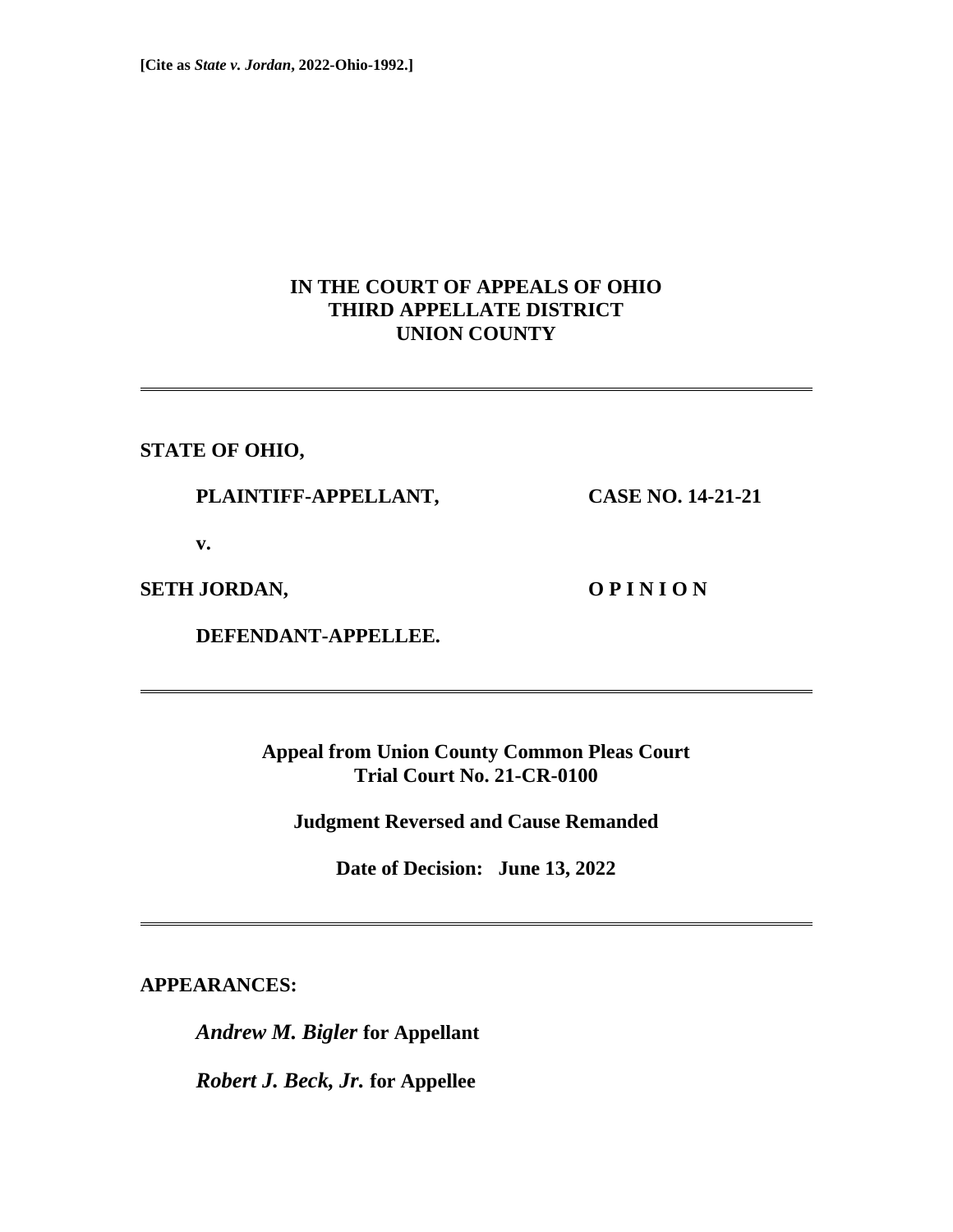**[Cite as *State v. Jordan*, 2022-Ohio-1992.]**

# IN THE COURT OF APPEALS OF OHIO
# THIRD APPELLATE DISTRICT
# UNION COUNTY

---

**STATE OF OHIO,**

**PLAINTIFF-APPELLANT,** **CASE NO. 14-21-21**

**v.**

**SETH JORDAN,** **O P I N I O N**

**DEFENDANT-APPELLEE.**

---

**Appeal from Union County Common Pleas Court**
**Trial Court No. 21-CR-0100**

**Judgment Reversed and Cause Remanded**

**Date of Decision: June 13, 2022**

---

**APPEARANCES:**

***Andrew M. Bigler*** **for Appellant**

***Robert J. Beck, Jr.*** **for Appellee**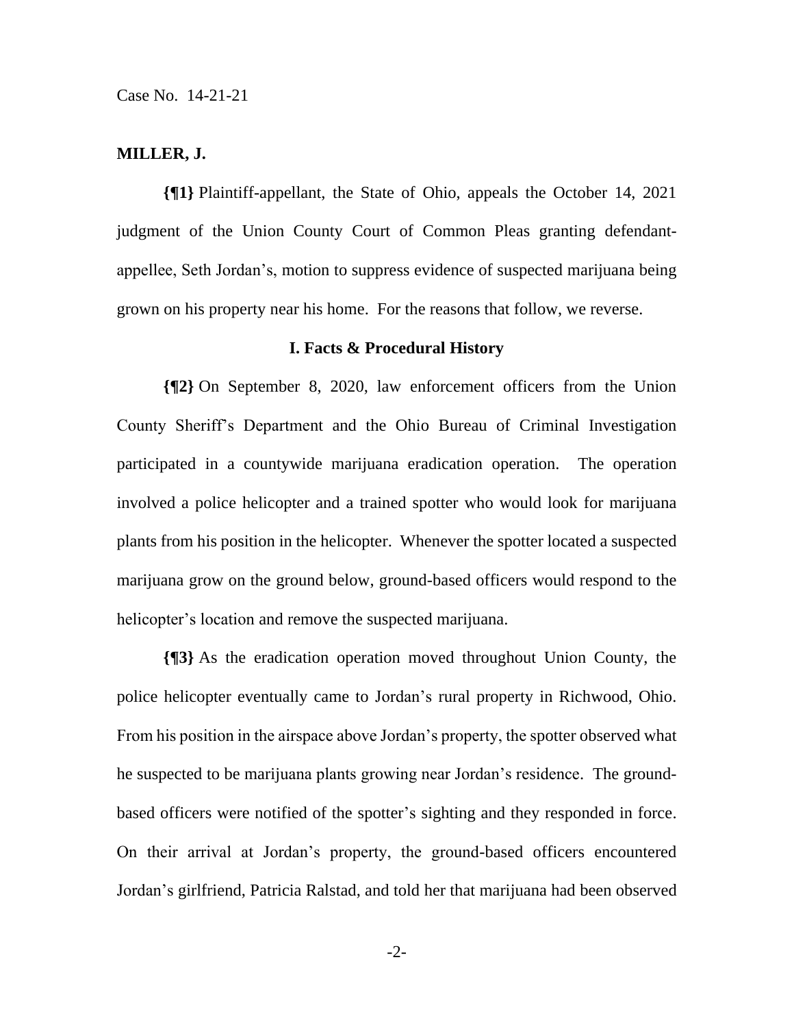**MILLER, J.**

**{¶1}** Plaintiff-appellant, the State of Ohio, appeals the October 14, 2021 judgment of the Union County Court of Common Pleas granting defendant-appellee, Seth Jordan's, motion to suppress evidence of suspected marijuana being grown on his property near his home. For the reasons that follow, we reverse.

## I. Facts & Procedural History

**{¶2}** On September 8, 2020, law enforcement officers from the Union County Sheriff's Department and the Ohio Bureau of Criminal Investigation participated in a countywide marijuana eradication operation. The operation involved a police helicopter and a trained spotter who would look for marijuana plants from his position in the helicopter. Whenever the spotter located a suspected marijuana grow on the ground below, ground-based officers would respond to the helicopter's location and remove the suspected marijuana.

**{¶3}** As the eradication operation moved throughout Union County, the police helicopter eventually came to Jordan's rural property in Richwood, Ohio. From his position in the airspace above Jordan's property, the spotter observed what he suspected to be marijuana plants growing near Jordan's residence. The ground-based officers were notified of the spotter's sighting and they responded in force. On their arrival at Jordan's property, the ground-based officers encountered Jordan's girlfriend, Patricia Ralstad, and told her that marijuana had been observed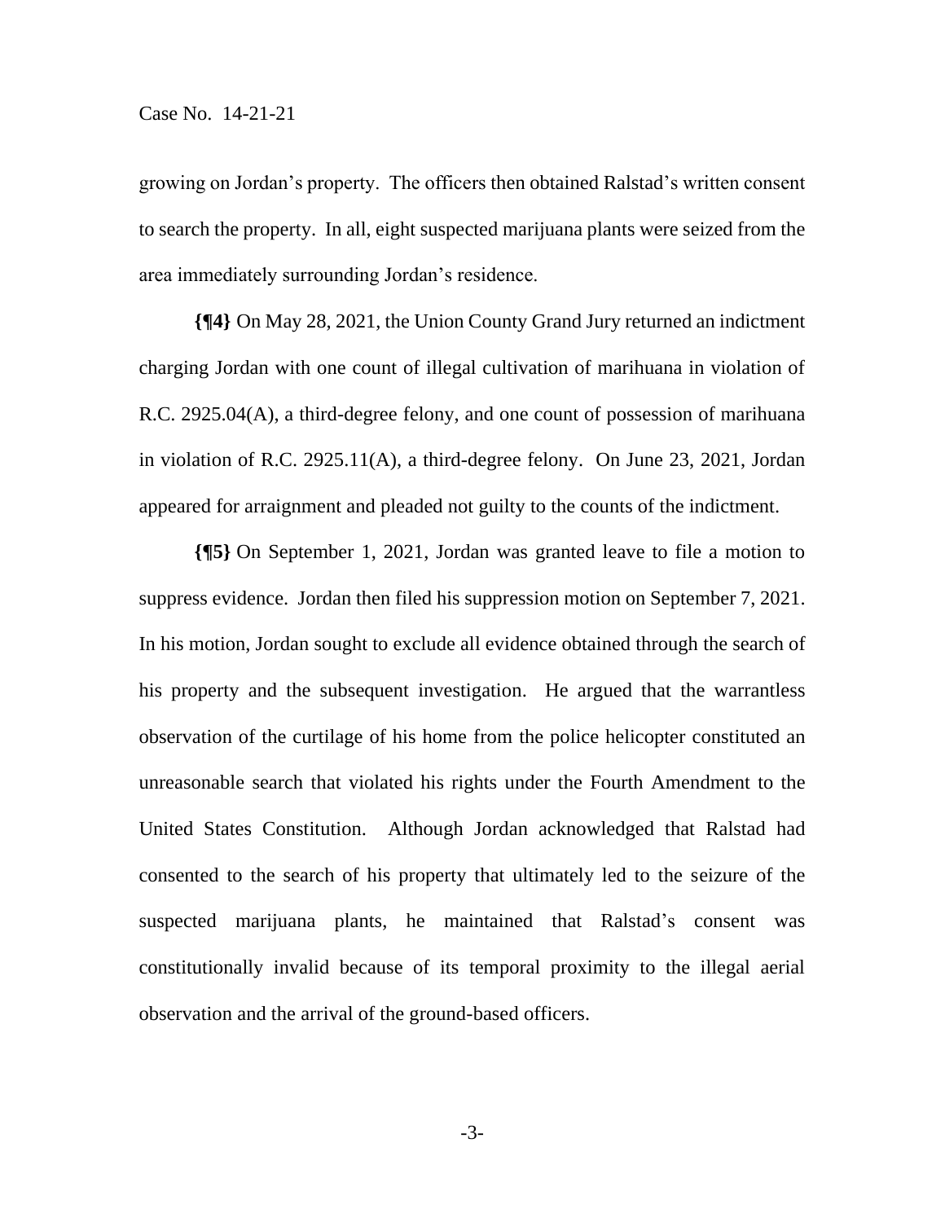growing on Jordan's property. The officers then obtained Ralstad's written consent to search the property. In all, eight suspected marijuana plants were seized from the area immediately surrounding Jordan's residence.

**{¶4}** On May 28, 2021, the Union County Grand Jury returned an indictment charging Jordan with one count of illegal cultivation of marihuana in violation of R.C. 2925.04(A), a third-degree felony, and one count of possession of marihuana in violation of R.C. 2925.11(A), a third-degree felony. On June 23, 2021, Jordan appeared for arraignment and pleaded not guilty to the counts of the indictment.

**{¶5}** On September 1, 2021, Jordan was granted leave to file a motion to suppress evidence. Jordan then filed his suppression motion on September 7, 2021. In his motion, Jordan sought to exclude all evidence obtained through the search of his property and the subsequent investigation. He argued that the warrantless observation of the curtilage of his home from the police helicopter constituted an unreasonable search that violated his rights under the Fourth Amendment to the United States Constitution. Although Jordan acknowledged that Ralstad had consented to the search of his property that ultimately led to the seizure of the suspected marijuana plants, he maintained that Ralstad's consent was constitutionally invalid because of its temporal proximity to the illegal aerial observation and the arrival of the ground-based officers.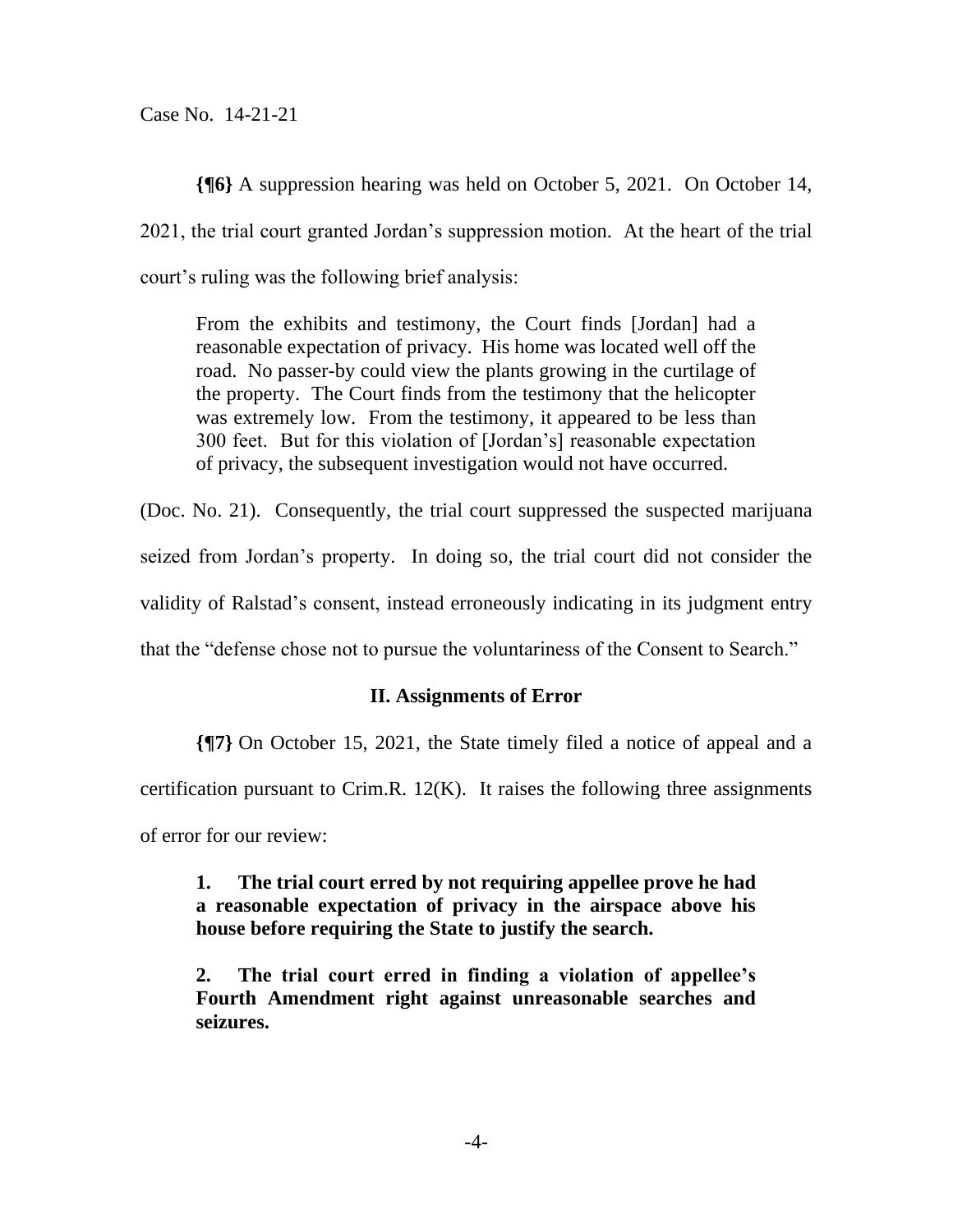**{¶6}** A suppression hearing was held on October 5, 2021. On October 14, 2021, the trial court granted Jordan's suppression motion. At the heart of the trial court's ruling was the following brief analysis:

> From the exhibits and testimony, the Court finds [Jordan] had a reasonable expectation of privacy. His home was located well off the road. No passer-by could view the plants growing in the curtilage of the property. The Court finds from the testimony that the helicopter was extremely low. From the testimony, it appeared to be less than 300 feet. But for this violation of [Jordan's] reasonable expectation of privacy, the subsequent investigation would not have occurred.

(Doc. No. 21). Consequently, the trial court suppressed the suspected marijuana seized from Jordan's property. In doing so, the trial court did not consider the validity of Ralstad's consent, instead erroneously indicating in its judgment entry that the "defense chose not to pursue the voluntariness of the Consent to Search."

## II. Assignments of Error

**{¶7}** On October 15, 2021, the State timely filed a notice of appeal and a certification pursuant to Crim.R. 12(K). It raises the following three assignments of error for our review:

> **1. The trial court erred by not requiring appellee prove he had a reasonable expectation of privacy in the airspace above his house before requiring the State to justify the search.**
>
> **2. The trial court erred in finding a violation of appellee's Fourth Amendment right against unreasonable searches and seizures.**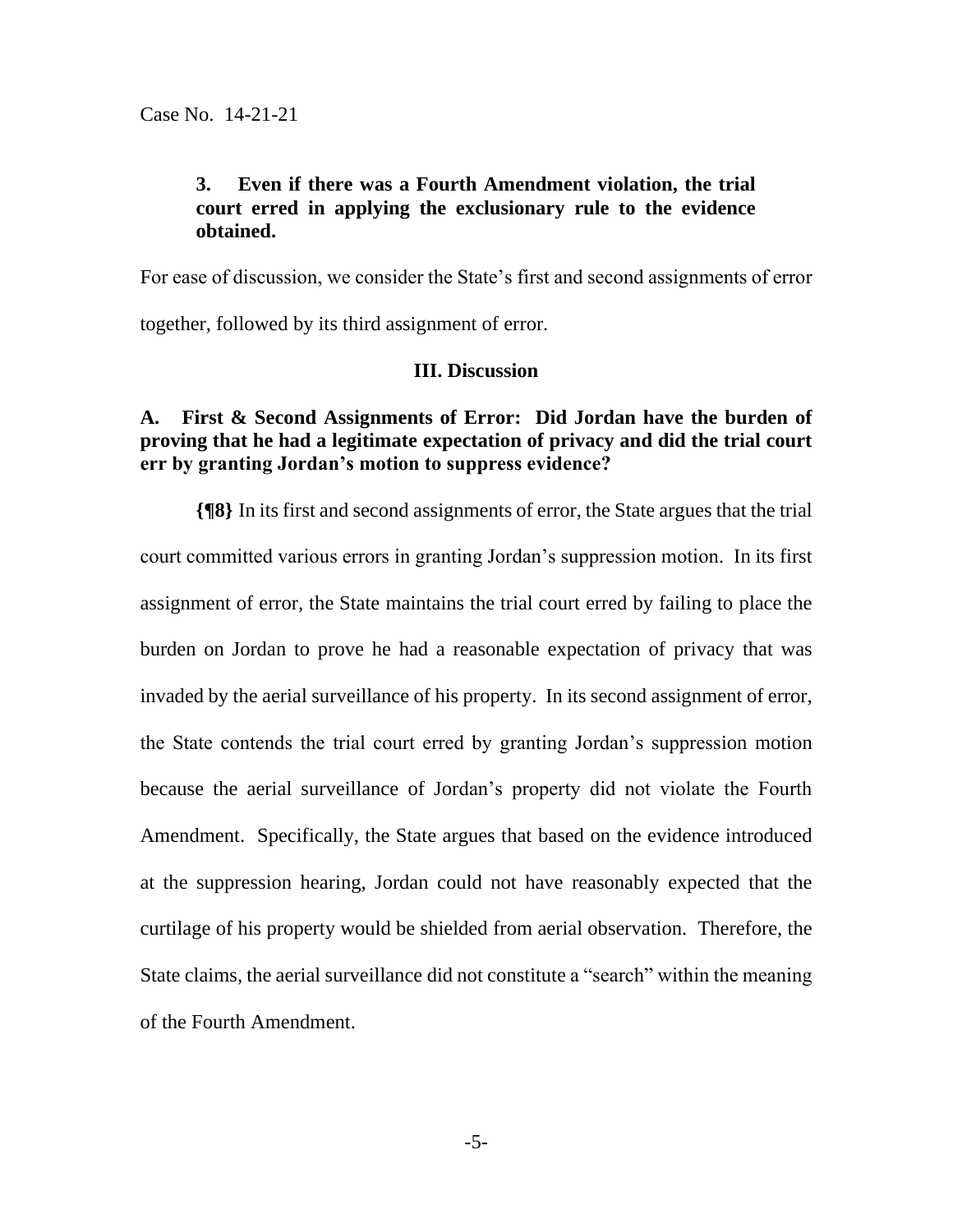**3. Even if there was a Fourth Amendment violation, the trial court erred in applying the exclusionary rule to the evidence obtained.**

For ease of discussion, we consider the State's first and second assignments of error together, followed by its third assignment of error.

## III. Discussion

### A. First & Second Assignments of Error: Did Jordan have the burden of proving that he had a legitimate expectation of privacy and did the trial court err by granting Jordan's motion to suppress evidence?

**{¶8}** In its first and second assignments of error, the State argues that the trial court committed various errors in granting Jordan's suppression motion. In its first assignment of error, the State maintains the trial court erred by failing to place the burden on Jordan to prove he had a reasonable expectation of privacy that was invaded by the aerial surveillance of his property. In its second assignment of error, the State contends the trial court erred by granting Jordan's suppression motion because the aerial surveillance of Jordan's property did not violate the Fourth Amendment. Specifically, the State argues that based on the evidence introduced at the suppression hearing, Jordan could not have reasonably expected that the curtilage of his property would be shielded from aerial observation. Therefore, the State claims, the aerial surveillance did not constitute a "search" within the meaning of the Fourth Amendment.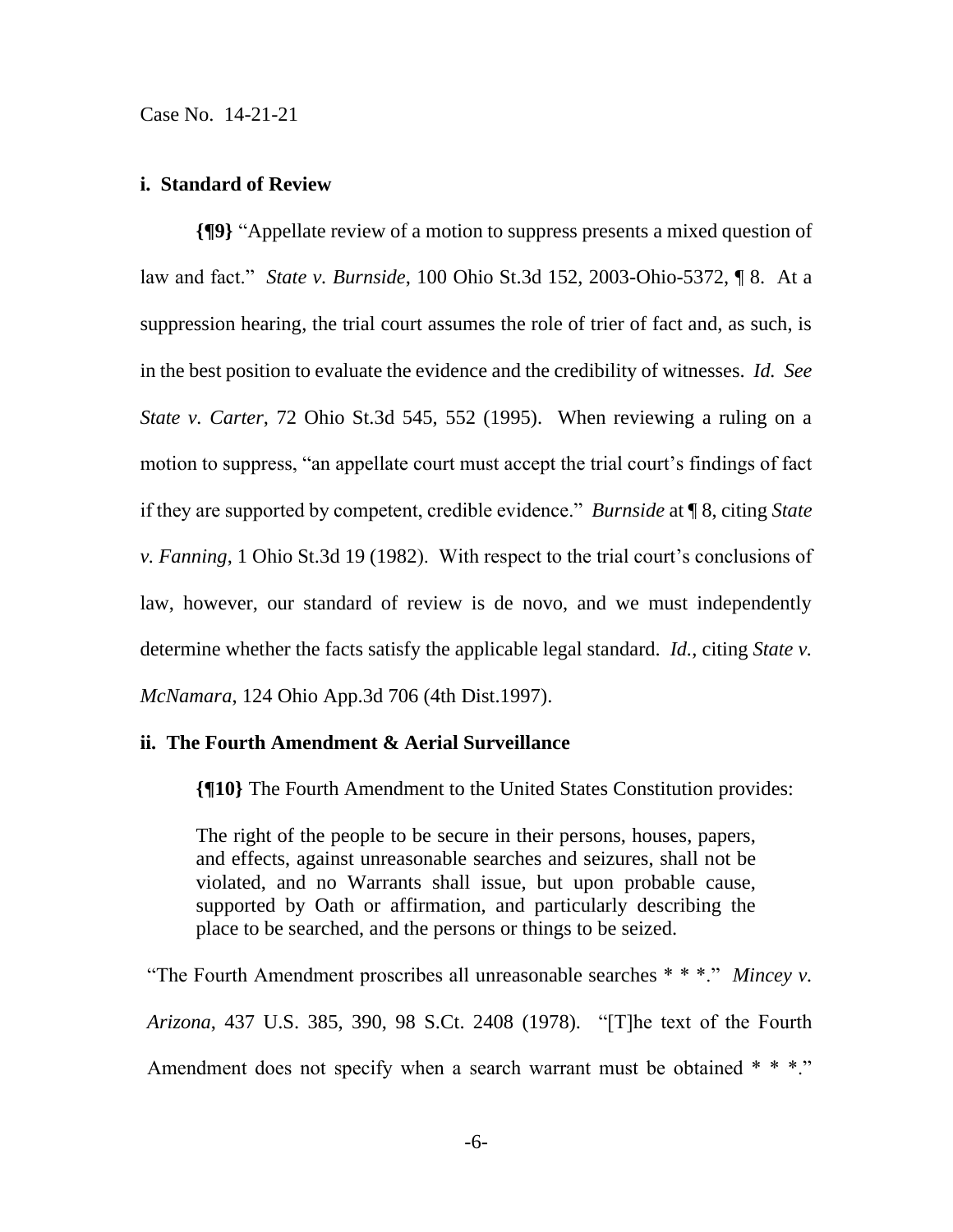### i. Standard of Review

**{¶9}** "Appellate review of a motion to suppress presents a mixed question of law and fact." *State v. Burnside*, 100 Ohio St.3d 152, 2003-Ohio-5372, ¶ 8. At a suppression hearing, the trial court assumes the role of trier of fact and, as such, is in the best position to evaluate the evidence and the credibility of witnesses. *Id. See State v. Carter*, 72 Ohio St.3d 545, 552 (1995). When reviewing a ruling on a motion to suppress, "an appellate court must accept the trial court's findings of fact if they are supported by competent, credible evidence." *Burnside* at ¶ 8, citing *State v. Fanning*, 1 Ohio St.3d 19 (1982). With respect to the trial court's conclusions of law, however, our standard of review is de novo, and we must independently determine whether the facts satisfy the applicable legal standard. *Id.*, citing *State v. McNamara*, 124 Ohio App.3d 706 (4th Dist.1997).

### ii. The Fourth Amendment & Aerial Surveillance

**{¶10}** The Fourth Amendment to the United States Constitution provides:

> The right of the people to be secure in their persons, houses, papers, and effects, against unreasonable searches and seizures, shall not be violated, and no Warrants shall issue, but upon probable cause, supported by Oath or affirmation, and particularly describing the place to be searched, and the persons or things to be seized.

"The Fourth Amendment proscribes all unreasonable searches * * *." *Mincey v. Arizona*, 437 U.S. 385, 390, 98 S.Ct. 2408 (1978). "[T]he text of the Fourth Amendment does not specify when a search warrant must be obtained * * *."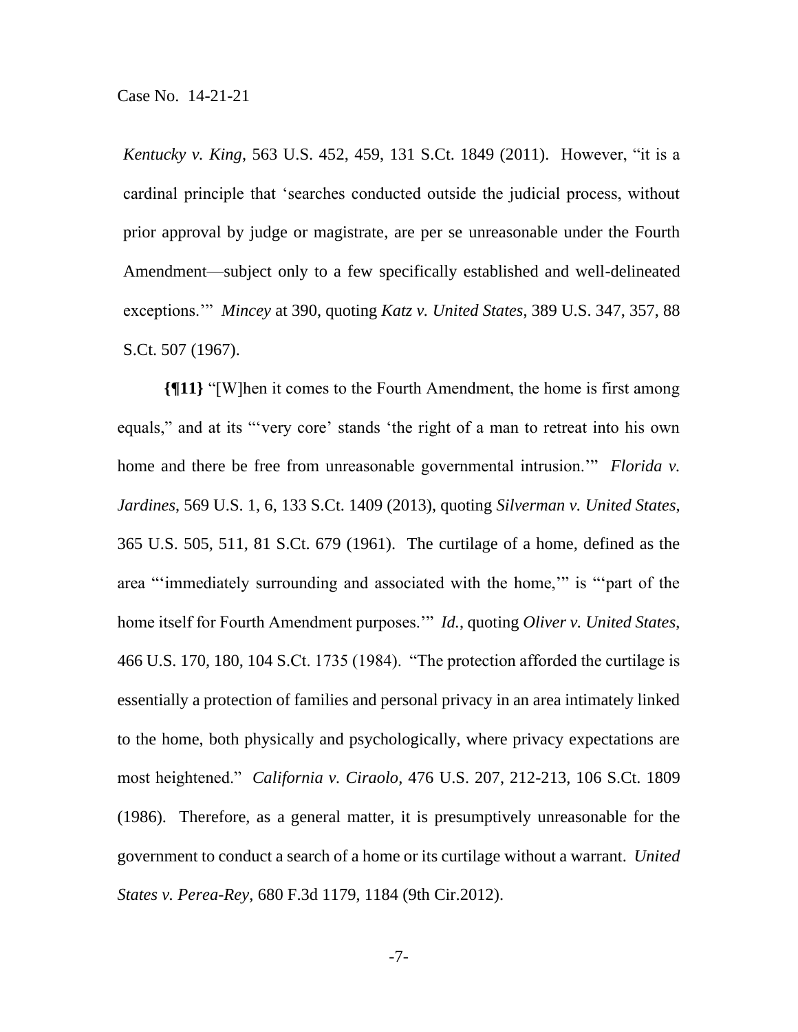*Kentucky v. King*, 563 U.S. 452, 459, 131 S.Ct. 1849 (2011). However, "it is a cardinal principle that 'searches conducted outside the judicial process, without prior approval by judge or magistrate, are per se unreasonable under the Fourth Amendment—subject only to a few specifically established and well-delineated exceptions.'" *Mincey* at 390, quoting *Katz v. United States*, 389 U.S. 347, 357, 88 S.Ct. 507 (1967).

**{¶11}** "[W]hen it comes to the Fourth Amendment, the home is first among equals," and at its "'very core' stands 'the right of a man to retreat into his own home and there be free from unreasonable governmental intrusion.'" *Florida v. Jardines*, 569 U.S. 1, 6, 133 S.Ct. 1409 (2013), quoting *Silverman v. United States*, 365 U.S. 505, 511, 81 S.Ct. 679 (1961). The curtilage of a home, defined as the area "'immediately surrounding and associated with the home,'" is "'part of the home itself for Fourth Amendment purposes.'" *Id.*, quoting *Oliver v. United States*, 466 U.S. 170, 180, 104 S.Ct. 1735 (1984). "The protection afforded the curtilage is essentially a protection of families and personal privacy in an area intimately linked to the home, both physically and psychologically, where privacy expectations are most heightened." *California v. Ciraolo*, 476 U.S. 207, 212-213, 106 S.Ct. 1809 (1986). Therefore, as a general matter, it is presumptively unreasonable for the government to conduct a search of a home or its curtilage without a warrant. *United States v. Perea-Rey*, 680 F.3d 1179, 1184 (9th Cir.2012).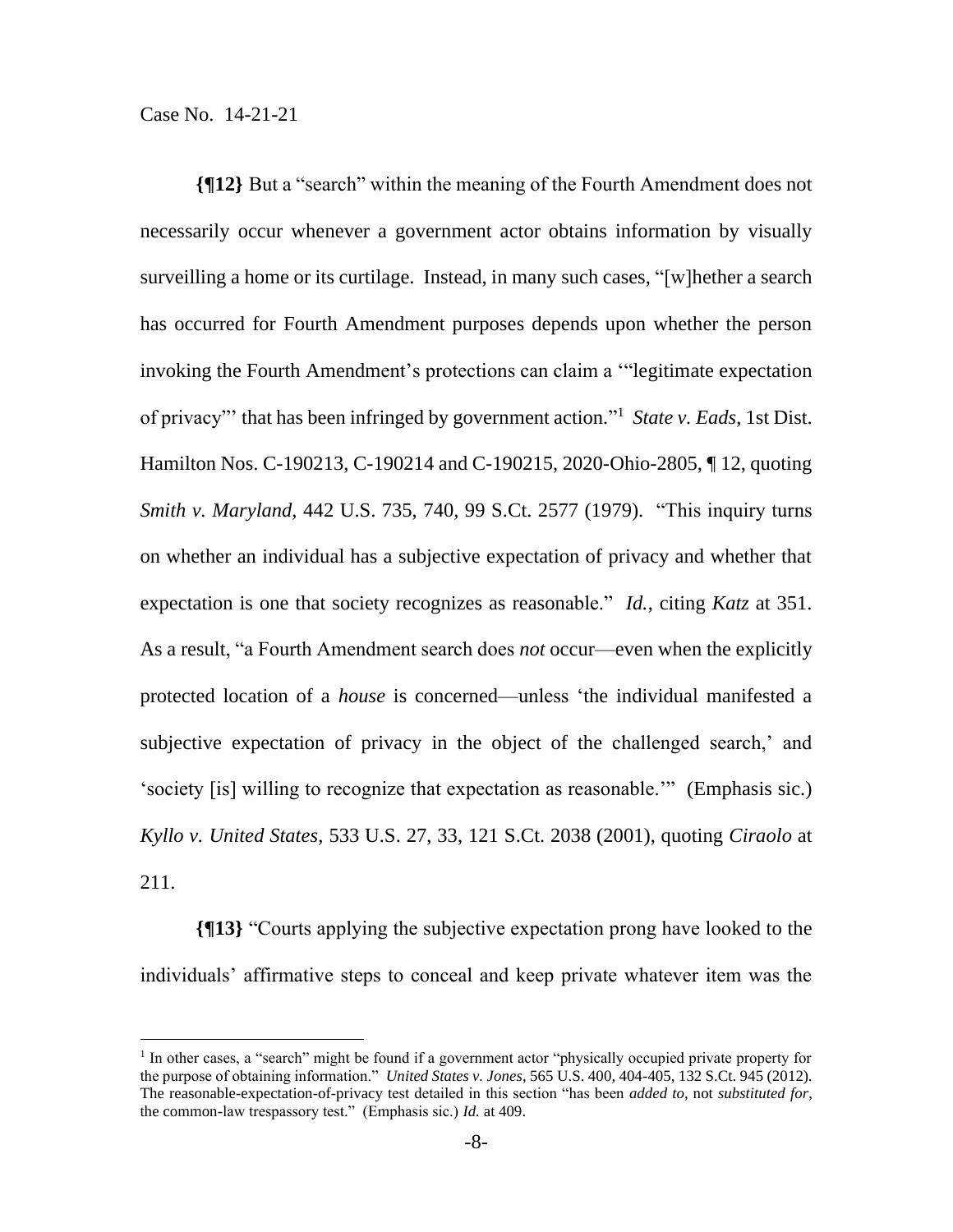**{¶12}** But a "search" within the meaning of the Fourth Amendment does not necessarily occur whenever a government actor obtains information by visually surveilling a home or its curtilage. Instead, in many such cases, "[w]hether a search has occurred for Fourth Amendment purposes depends upon whether the person invoking the Fourth Amendment's protections can claim a '"legitimate expectation of privacy"' that has been infringed by government action."[1] *State v. Eads*, 1st Dist. Hamilton Nos. C-190213, C-190214 and C-190215, 2020-Ohio-2805, ¶ 12, quoting *Smith v. Maryland*, 442 U.S. 735, 740, 99 S.Ct. 2577 (1979). "This inquiry turns on whether an individual has a subjective expectation of privacy and whether that expectation is one that society recognizes as reasonable." *Id.*, citing *Katz* at 351. As a result, "a Fourth Amendment search does *not* occur—even when the explicitly protected location of a *house* is concerned—unless 'the individual manifested a subjective expectation of privacy in the object of the challenged search,' and 'society [is] willing to recognize that expectation as reasonable.'" (Emphasis sic.) *Kyllo v. United States*, 533 U.S. 27, 33, 121 S.Ct. 2038 (2001), quoting *Ciraolo* at 211.

**{¶13}** "Courts applying the subjective expectation prong have looked to the individuals' affirmative steps to conceal and keep private whatever item was the

[1] In other cases, a "search" might be found if a government actor "physically occupied private property for the purpose of obtaining information." *United States v. Jones*, 565 U.S. 400, 404-405, 132 S.Ct. 945 (2012). The reasonable-expectation-of-privacy test detailed in this section "has been *added to*, not *substituted for*, the common-law trespassory test." (Emphasis sic.) *Id.* at 409.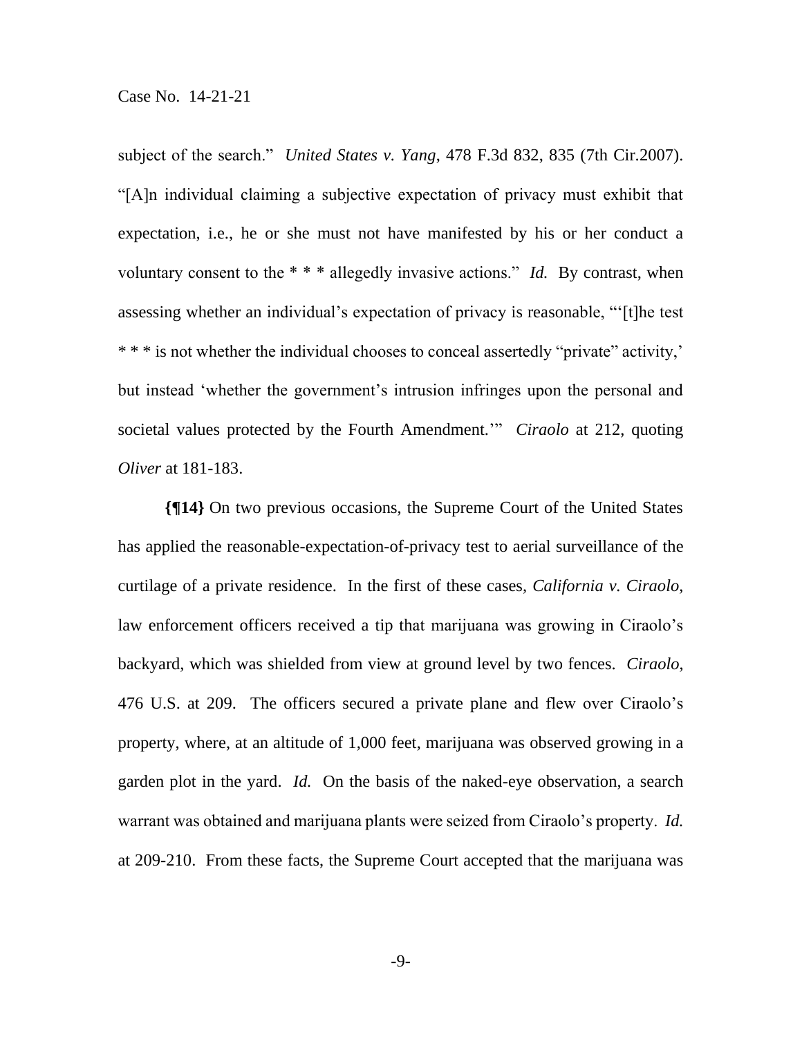subject of the search." *United States v. Yang*, 478 F.3d 832, 835 (7th Cir.2007). "[A]n individual claiming a subjective expectation of privacy must exhibit that expectation, i.e., he or she must not have manifested by his or her conduct a voluntary consent to the * * * allegedly invasive actions." *Id.* By contrast, when assessing whether an individual's expectation of privacy is reasonable, "'[t]he test * * * is not whether the individual chooses to conceal assertedly "private" activity,' but instead 'whether the government's intrusion infringes upon the personal and societal values protected by the Fourth Amendment.'" *Ciraolo* at 212, quoting *Oliver* at 181-183.

**{¶14}** On two previous occasions, the Supreme Court of the United States has applied the reasonable-expectation-of-privacy test to aerial surveillance of the curtilage of a private residence. In the first of these cases, *California v. Ciraolo*, law enforcement officers received a tip that marijuana was growing in Ciraolo's backyard, which was shielded from view at ground level by two fences. *Ciraolo*, 476 U.S. at 209. The officers secured a private plane and flew over Ciraolo's property, where, at an altitude of 1,000 feet, marijuana was observed growing in a garden plot in the yard. *Id.* On the basis of the naked-eye observation, a search warrant was obtained and marijuana plants were seized from Ciraolo's property. *Id.* at 209-210. From these facts, the Supreme Court accepted that the marijuana was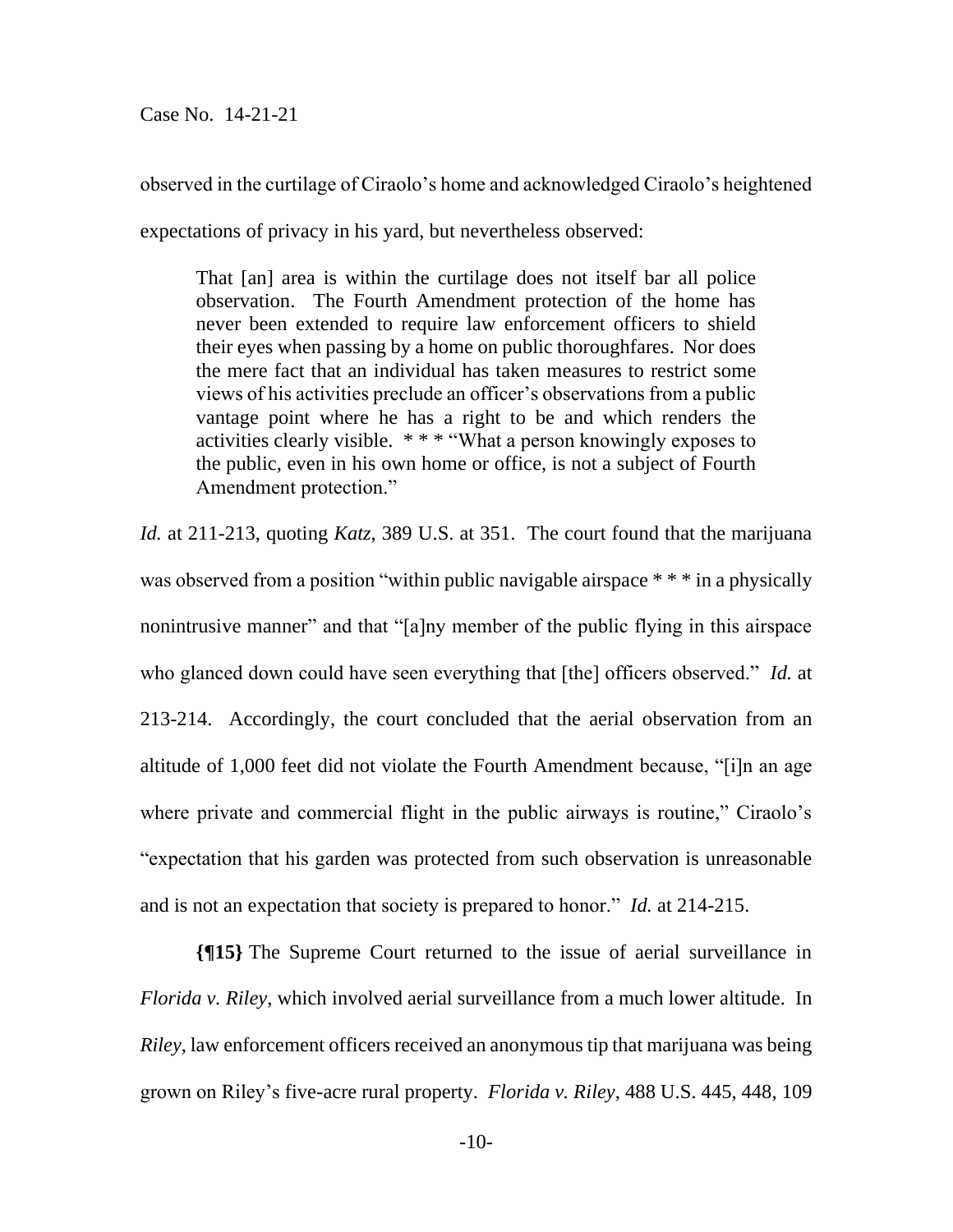observed in the curtilage of Ciraolo's home and acknowledged Ciraolo's heightened expectations of privacy in his yard, but nevertheless observed:

> That [an] area is within the curtilage does not itself bar all police observation. The Fourth Amendment protection of the home has never been extended to require law enforcement officers to shield their eyes when passing by a home on public thoroughfares. Nor does the mere fact that an individual has taken measures to restrict some views of his activities preclude an officer's observations from a public vantage point where he has a right to be and which renders the activities clearly visible. * * * "What a person knowingly exposes to the public, even in his own home or office, is not a subject of Fourth Amendment protection."

*Id.* at 211-213, quoting *Katz*, 389 U.S. at 351. The court found that the marijuana was observed from a position "within public navigable airspace * * * in a physically nonintrusive manner" and that "[a]ny member of the public flying in this airspace who glanced down could have seen everything that [the] officers observed." *Id.* at 213-214. Accordingly, the court concluded that the aerial observation from an altitude of 1,000 feet did not violate the Fourth Amendment because, "[i]n an age where private and commercial flight in the public airways is routine," Ciraolo's "expectation that his garden was protected from such observation is unreasonable and is not an expectation that society is prepared to honor." *Id.* at 214-215.

**{¶15}** The Supreme Court returned to the issue of aerial surveillance in *Florida v. Riley*, which involved aerial surveillance from a much lower altitude. In *Riley*, law enforcement officers received an anonymous tip that marijuana was being grown on Riley's five-acre rural property. *Florida v. Riley*, 488 U.S. 445, 448, 109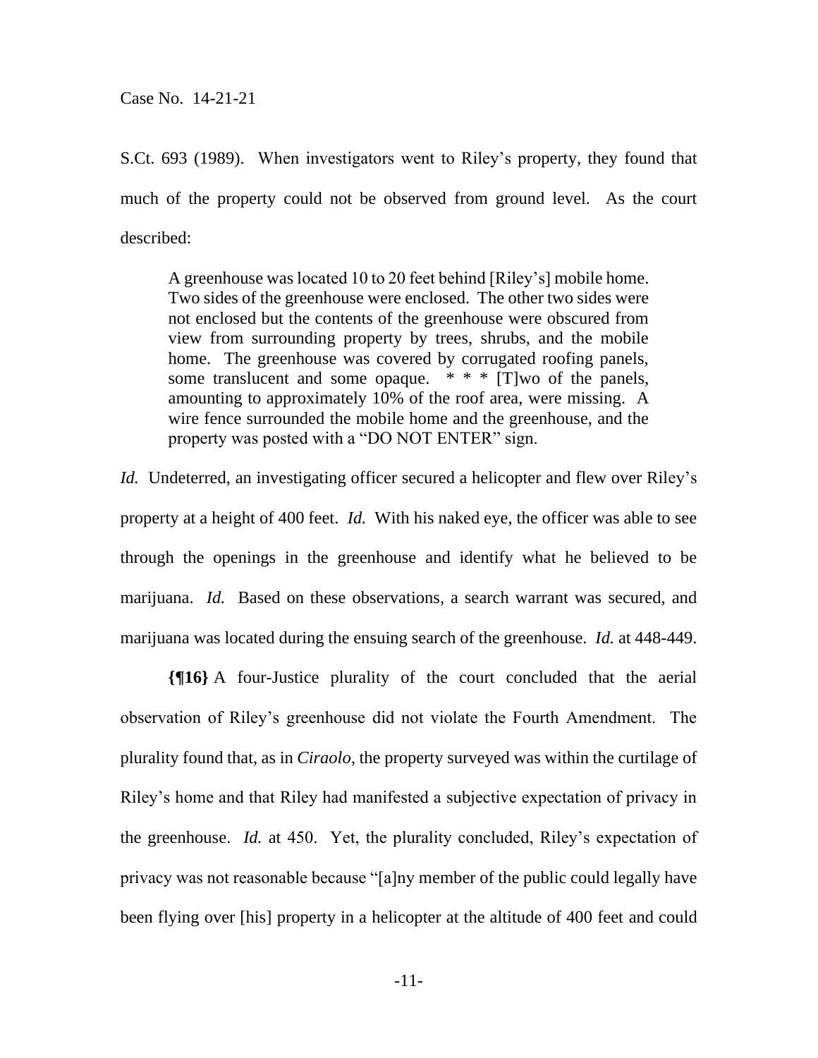S.Ct. 693 (1989). When investigators went to Riley's property, they found that much of the property could not be observed from ground level. As the court described:

> A greenhouse was located 10 to 20 feet behind [Riley's] mobile home. Two sides of the greenhouse were enclosed. The other two sides were not enclosed but the contents of the greenhouse were obscured from view from surrounding property by trees, shrubs, and the mobile home. The greenhouse was covered by corrugated roofing panels, some translucent and some opaque. * * * [T]wo of the panels, amounting to approximately 10% of the roof area, were missing. A wire fence surrounded the mobile home and the greenhouse, and the property was posted with a "DO NOT ENTER" sign.

*Id.* Undeterred, an investigating officer secured a helicopter and flew over Riley's property at a height of 400 feet. *Id.* With his naked eye, the officer was able to see through the openings in the greenhouse and identify what he believed to be marijuana. *Id.* Based on these observations, a search warrant was secured, and marijuana was located during the ensuing search of the greenhouse. *Id.* at 448-449.

**{¶16}** A four-Justice plurality of the court concluded that the aerial observation of Riley's greenhouse did not violate the Fourth Amendment. The plurality found that, as in *Ciraolo*, the property surveyed was within the curtilage of Riley's home and that Riley had manifested a subjective expectation of privacy in the greenhouse. *Id.* at 450. Yet, the plurality concluded, Riley's expectation of privacy was not reasonable because "[a]ny member of the public could legally have been flying over [his] property in a helicopter at the altitude of 400 feet and could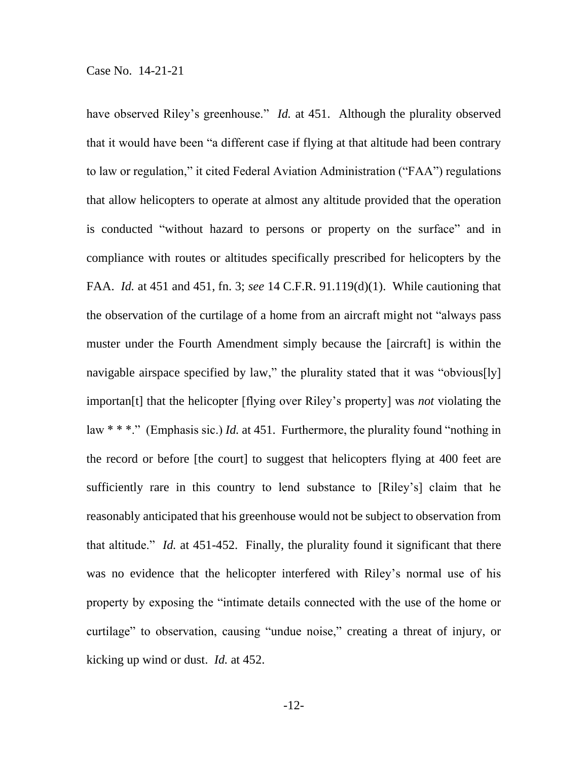have observed Riley's greenhouse." *Id.* at 451. Although the plurality observed that it would have been "a different case if flying at that altitude had been contrary to law or regulation," it cited Federal Aviation Administration ("FAA") regulations that allow helicopters to operate at almost any altitude provided that the operation is conducted "without hazard to persons or property on the surface" and in compliance with routes or altitudes specifically prescribed for helicopters by the FAA. *Id.* at 451 and 451, fn. 3; *see* 14 C.F.R. 91.119(d)(1). While cautioning that the observation of the curtilage of a home from an aircraft might not "always pass muster under the Fourth Amendment simply because the [aircraft] is within the navigable airspace specified by law," the plurality stated that it was "obvious[ly] importan[t] that the helicopter [flying over Riley's property] was *not* violating the law * * *." (Emphasis sic.) *Id.* at 451. Furthermore, the plurality found "nothing in the record or before [the court] to suggest that helicopters flying at 400 feet are sufficiently rare in this country to lend substance to [Riley's] claim that he reasonably anticipated that his greenhouse would not be subject to observation from that altitude." *Id.* at 451-452. Finally, the plurality found it significant that there was no evidence that the helicopter interfered with Riley's normal use of his property by exposing the "intimate details connected with the use of the home or curtilage" to observation, causing "undue noise," creating a threat of injury, or kicking up wind or dust. *Id.* at 452.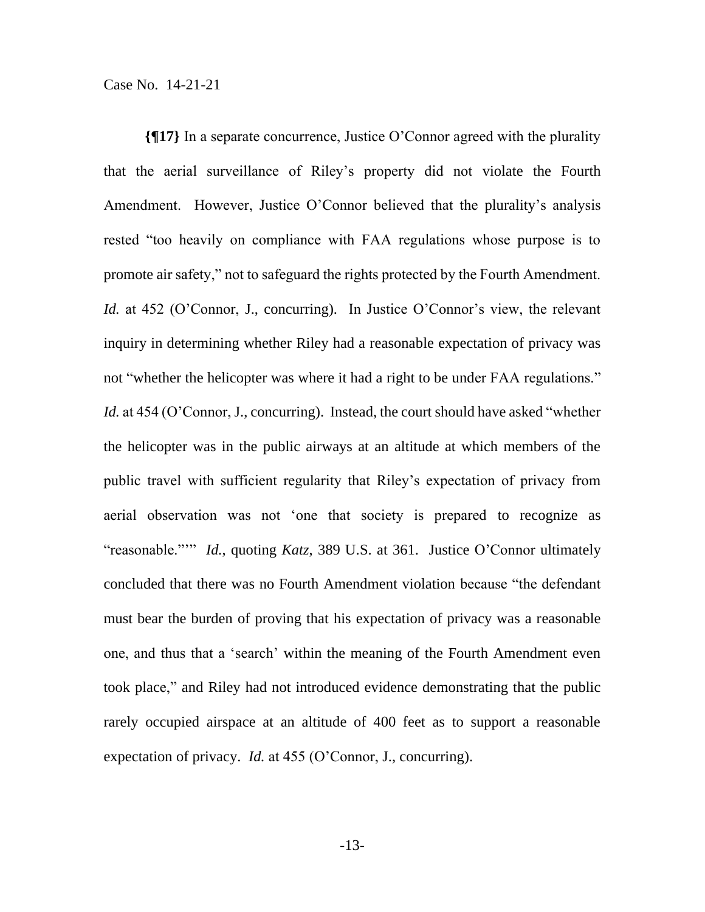**{¶17}** In a separate concurrence, Justice O'Connor agreed with the plurality that the aerial surveillance of Riley's property did not violate the Fourth Amendment. However, Justice O'Connor believed that the plurality's analysis rested "too heavily on compliance with FAA regulations whose purpose is to promote air safety," not to safeguard the rights protected by the Fourth Amendment. *Id.* at 452 (O'Connor, J., concurring). In Justice O'Connor's view, the relevant inquiry in determining whether Riley had a reasonable expectation of privacy was not "whether the helicopter was where it had a right to be under FAA regulations." *Id.* at 454 (O'Connor, J., concurring). Instead, the court should have asked "whether the helicopter was in the public airways at an altitude at which members of the public travel with sufficient regularity that Riley's expectation of privacy from aerial observation was not 'one that society is prepared to recognize as "reasonable."'" *Id.*, quoting *Katz*, 389 U.S. at 361. Justice O'Connor ultimately concluded that there was no Fourth Amendment violation because "the defendant must bear the burden of proving that his expectation of privacy was a reasonable one, and thus that a 'search' within the meaning of the Fourth Amendment even took place," and Riley had not introduced evidence demonstrating that the public rarely occupied airspace at an altitude of 400 feet as to support a reasonable expectation of privacy. *Id.* at 455 (O'Connor, J., concurring).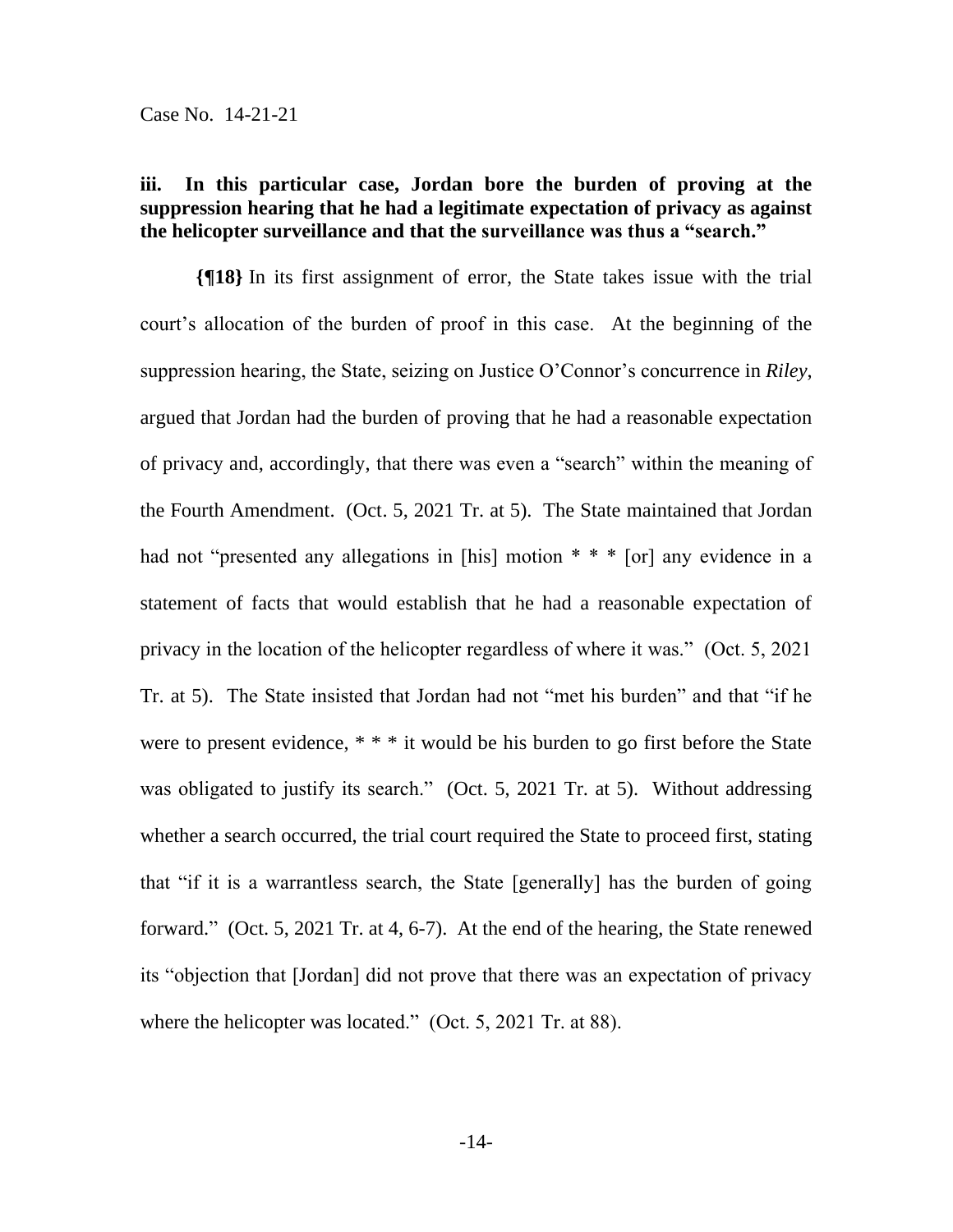### iii. In this particular case, Jordan bore the burden of proving at the suppression hearing that he had a legitimate expectation of privacy as against the helicopter surveillance and that the surveillance was thus a "search."

**{¶18}** In its first assignment of error, the State takes issue with the trial court's allocation of the burden of proof in this case. At the beginning of the suppression hearing, the State, seizing on Justice O'Connor's concurrence in *Riley*, argued that Jordan had the burden of proving that he had a reasonable expectation of privacy and, accordingly, that there was even a "search" within the meaning of the Fourth Amendment. (Oct. 5, 2021 Tr. at 5). The State maintained that Jordan had not "presented any allegations in [his] motion * * * [or] any evidence in a statement of facts that would establish that he had a reasonable expectation of privacy in the location of the helicopter regardless of where it was." (Oct. 5, 2021 Tr. at 5). The State insisted that Jordan had not "met his burden" and that "if he were to present evidence, * * * it would be his burden to go first before the State was obligated to justify its search." (Oct. 5, 2021 Tr. at 5). Without addressing whether a search occurred, the trial court required the State to proceed first, stating that "if it is a warrantless search, the State [generally] has the burden of going forward." (Oct. 5, 2021 Tr. at 4, 6-7). At the end of the hearing, the State renewed its "objection that [Jordan] did not prove that there was an expectation of privacy where the helicopter was located." (Oct. 5, 2021 Tr. at 88).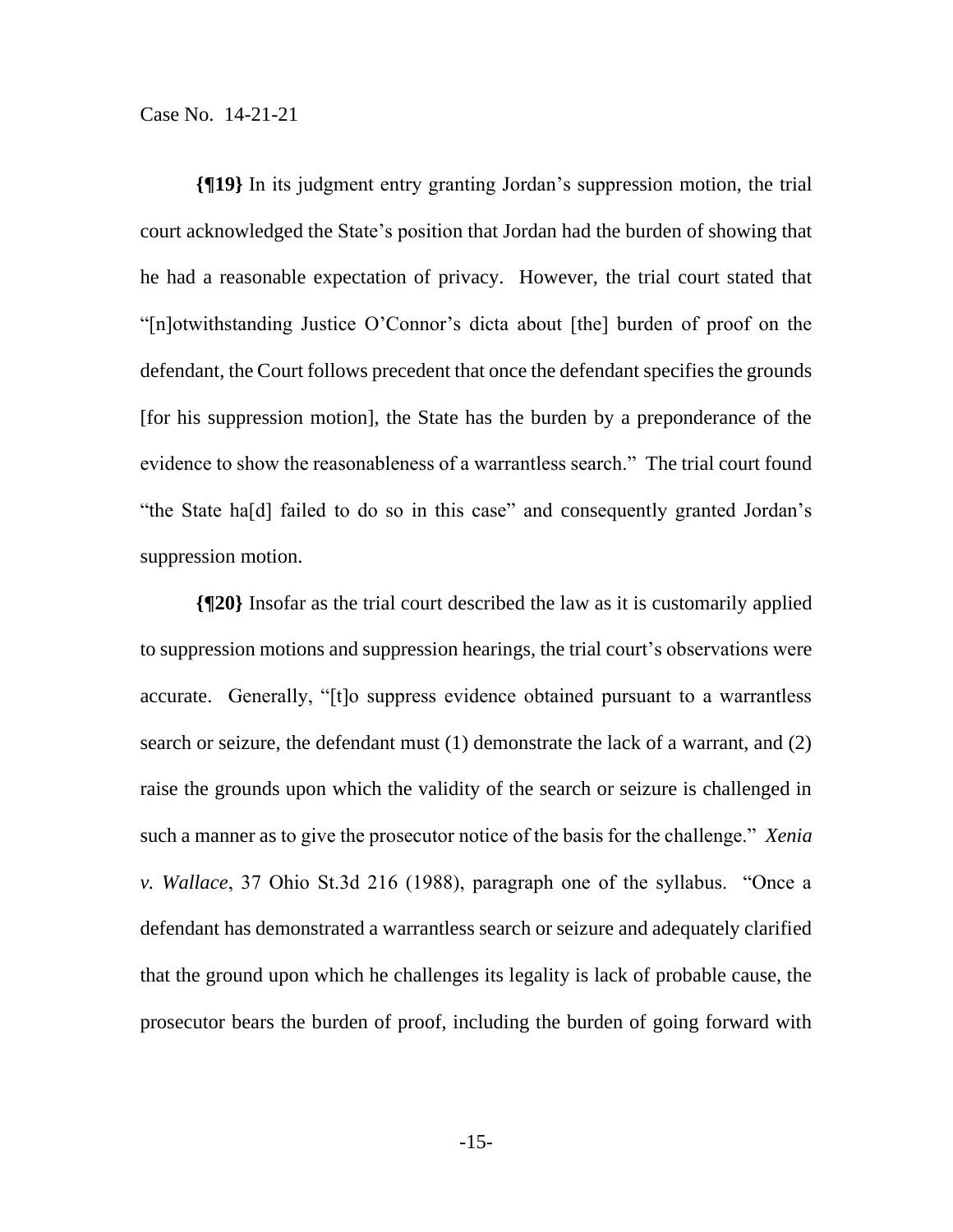**{¶19}** In its judgment entry granting Jordan's suppression motion, the trial court acknowledged the State's position that Jordan had the burden of showing that he had a reasonable expectation of privacy. However, the trial court stated that "[n]otwithstanding Justice O'Connor's dicta about [the] burden of proof on the defendant, the Court follows precedent that once the defendant specifies the grounds [for his suppression motion], the State has the burden by a preponderance of the evidence to show the reasonableness of a warrantless search." The trial court found "the State ha[d] failed to do so in this case" and consequently granted Jordan's suppression motion.

**{¶20}** Insofar as the trial court described the law as it is customarily applied to suppression motions and suppression hearings, the trial court's observations were accurate. Generally, "[t]o suppress evidence obtained pursuant to a warrantless search or seizure, the defendant must (1) demonstrate the lack of a warrant, and (2) raise the grounds upon which the validity of the search or seizure is challenged in such a manner as to give the prosecutor notice of the basis for the challenge." *Xenia v. Wallace*, 37 Ohio St.3d 216 (1988), paragraph one of the syllabus. "Once a defendant has demonstrated a warrantless search or seizure and adequately clarified that the ground upon which he challenges its legality is lack of probable cause, the prosecutor bears the burden of proof, including the burden of going forward with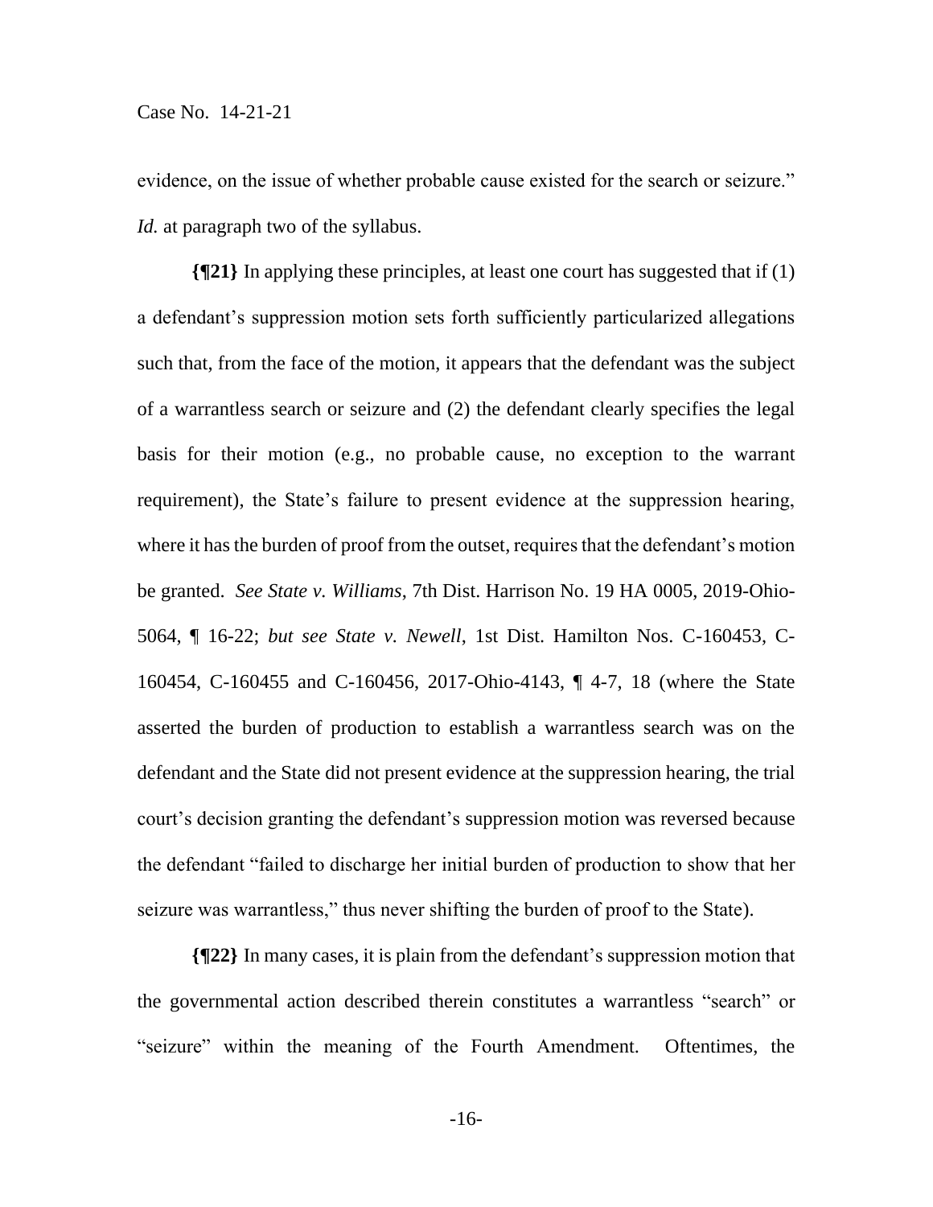evidence, on the issue of whether probable cause existed for the search or seizure." *Id.* at paragraph two of the syllabus.

**{¶21}** In applying these principles, at least one court has suggested that if (1) a defendant's suppression motion sets forth sufficiently particularized allegations such that, from the face of the motion, it appears that the defendant was the subject of a warrantless search or seizure and (2) the defendant clearly specifies the legal basis for their motion (e.g., no probable cause, no exception to the warrant requirement), the State's failure to present evidence at the suppression hearing, where it has the burden of proof from the outset, requires that the defendant's motion be granted. *See State v. Williams*, 7th Dist. Harrison No. 19 HA 0005, 2019-Ohio-5064, ¶ 16-22; *but see State v. Newell*, 1st Dist. Hamilton Nos. C-160453, C-160454, C-160455 and C-160456, 2017-Ohio-4143, ¶ 4-7, 18 (where the State asserted the burden of production to establish a warrantless search was on the defendant and the State did not present evidence at the suppression hearing, the trial court's decision granting the defendant's suppression motion was reversed because the defendant "failed to discharge her initial burden of production to show that her seizure was warrantless," thus never shifting the burden of proof to the State).

**{¶22}** In many cases, it is plain from the defendant's suppression motion that the governmental action described therein constitutes a warrantless "search" or "seizure" within the meaning of the Fourth Amendment. Oftentimes, the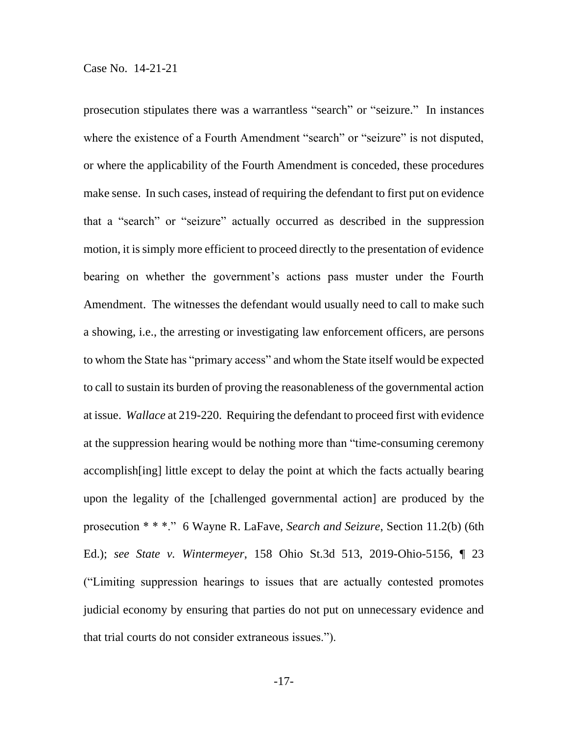prosecution stipulates there was a warrantless "search" or "seizure." In instances where the existence of a Fourth Amendment "search" or "seizure" is not disputed, or where the applicability of the Fourth Amendment is conceded, these procedures make sense. In such cases, instead of requiring the defendant to first put on evidence that a "search" or "seizure" actually occurred as described in the suppression motion, it is simply more efficient to proceed directly to the presentation of evidence bearing on whether the government's actions pass muster under the Fourth Amendment. The witnesses the defendant would usually need to call to make such a showing, i.e., the arresting or investigating law enforcement officers, are persons to whom the State has "primary access" and whom the State itself would be expected to call to sustain its burden of proving the reasonableness of the governmental action at issue. *Wallace* at 219-220. Requiring the defendant to proceed first with evidence at the suppression hearing would be nothing more than "time-consuming ceremony accomplish[ing] little except to delay the point at which the facts actually bearing upon the legality of the [challenged governmental action] are produced by the prosecution * * *." 6 Wayne R. LaFave, *Search and Seizure*, Section 11.2(b) (6th Ed.); *see State v. Wintermeyer*, 158 Ohio St.3d 513, 2019-Ohio-5156, ¶ 23 ("Limiting suppression hearings to issues that are actually contested promotes judicial economy by ensuring that parties do not put on unnecessary evidence and that trial courts do not consider extraneous issues.").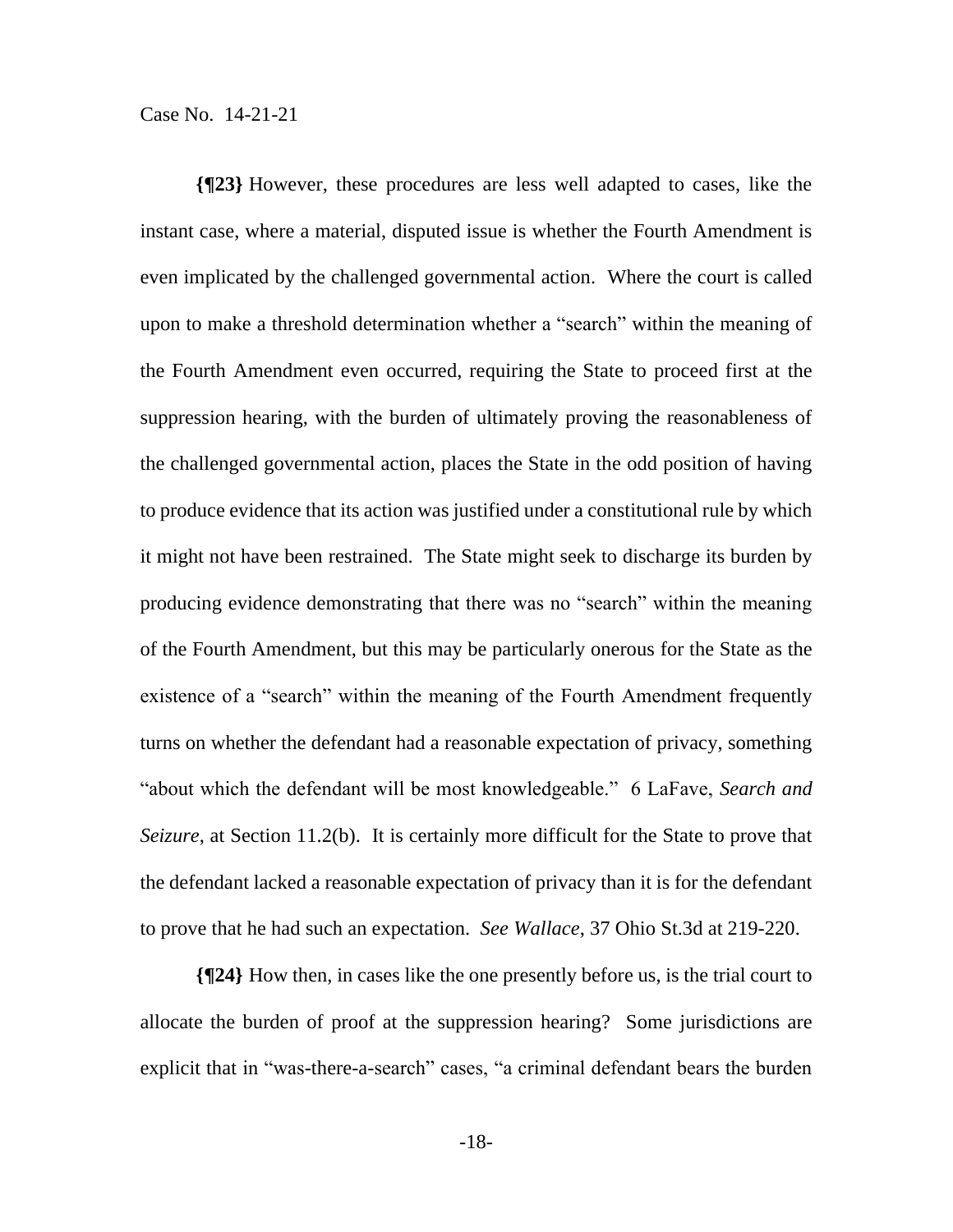**{¶23}** However, these procedures are less well adapted to cases, like the instant case, where a material, disputed issue is whether the Fourth Amendment is even implicated by the challenged governmental action. Where the court is called upon to make a threshold determination whether a "search" within the meaning of the Fourth Amendment even occurred, requiring the State to proceed first at the suppression hearing, with the burden of ultimately proving the reasonableness of the challenged governmental action, places the State in the odd position of having to produce evidence that its action was justified under a constitutional rule by which it might not have been restrained. The State might seek to discharge its burden by producing evidence demonstrating that there was no "search" within the meaning of the Fourth Amendment, but this may be particularly onerous for the State as the existence of a "search" within the meaning of the Fourth Amendment frequently turns on whether the defendant had a reasonable expectation of privacy, something "about which the defendant will be most knowledgeable." 6 LaFave, *Search and Seizure*, at Section 11.2(b). It is certainly more difficult for the State to prove that the defendant lacked a reasonable expectation of privacy than it is for the defendant to prove that he had such an expectation. *See Wallace*, 37 Ohio St.3d at 219-220.

**{¶24}** How then, in cases like the one presently before us, is the trial court to allocate the burden of proof at the suppression hearing? Some jurisdictions are explicit that in "was-there-a-search" cases, "a criminal defendant bears the burden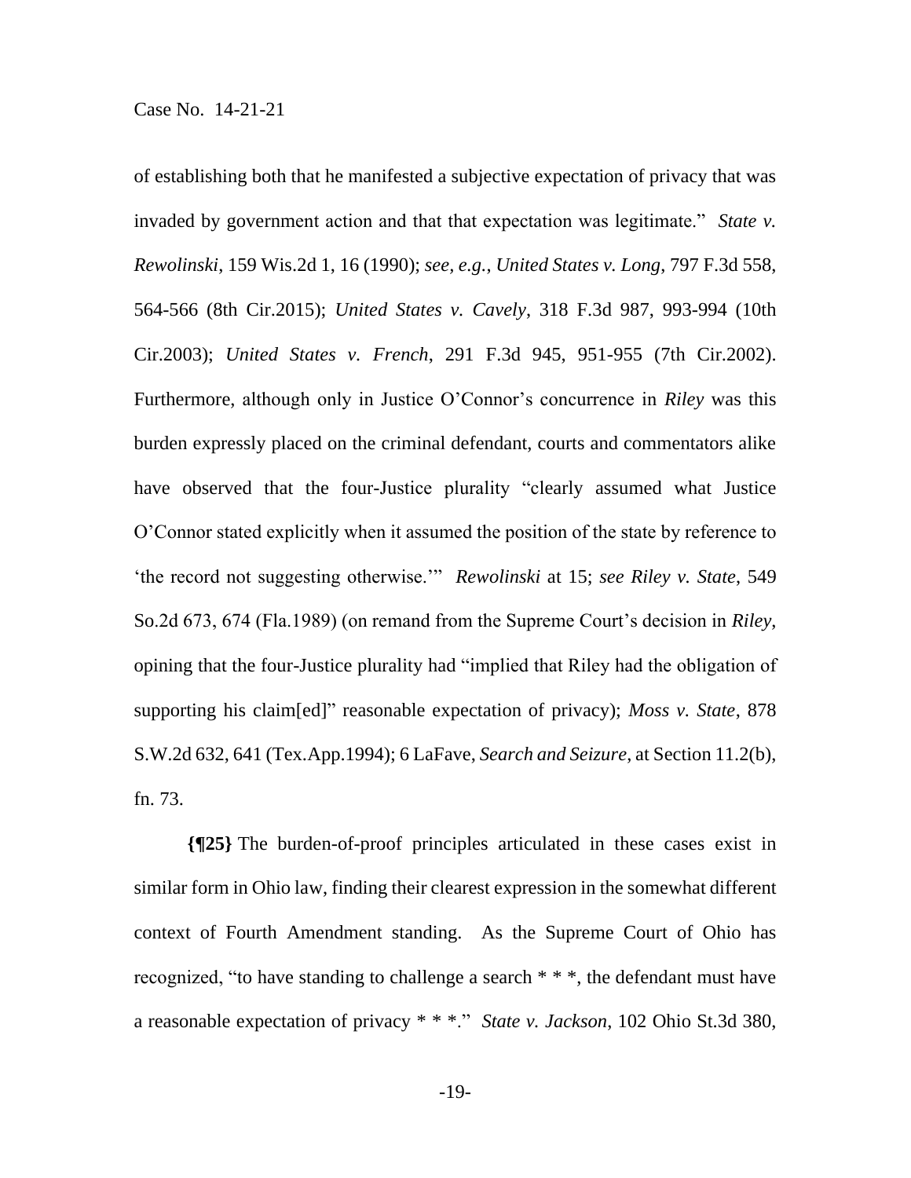of establishing both that he manifested a subjective expectation of privacy that was invaded by government action and that that expectation was legitimate." *State v. Rewolinski*, 159 Wis.2d 1, 16 (1990); *see, e.g.*, *United States v. Long*, 797 F.3d 558, 564-566 (8th Cir.2015); *United States v. Cavely*, 318 F.3d 987, 993-994 (10th Cir.2003); *United States v. French*, 291 F.3d 945, 951-955 (7th Cir.2002). Furthermore, although only in Justice O'Connor's concurrence in *Riley* was this burden expressly placed on the criminal defendant, courts and commentators alike have observed that the four-Justice plurality "clearly assumed what Justice O'Connor stated explicitly when it assumed the position of the state by reference to 'the record not suggesting otherwise.'" *Rewolinski* at 15; *see Riley v. State*, 549 So.2d 673, 674 (Fla.1989) (on remand from the Supreme Court's decision in *Riley*, opining that the four-Justice plurality had "implied that Riley had the obligation of supporting his claim[ed]" reasonable expectation of privacy); *Moss v. State*, 878 S.W.2d 632, 641 (Tex.App.1994); 6 LaFave, *Search and Seizure*, at Section 11.2(b), fn. 73.

**{¶25}** The burden-of-proof principles articulated in these cases exist in similar form in Ohio law, finding their clearest expression in the somewhat different context of Fourth Amendment standing. As the Supreme Court of Ohio has recognized, "to have standing to challenge a search * * *, the defendant must have a reasonable expectation of privacy * * *." *State v. Jackson*, 102 Ohio St.3d 380,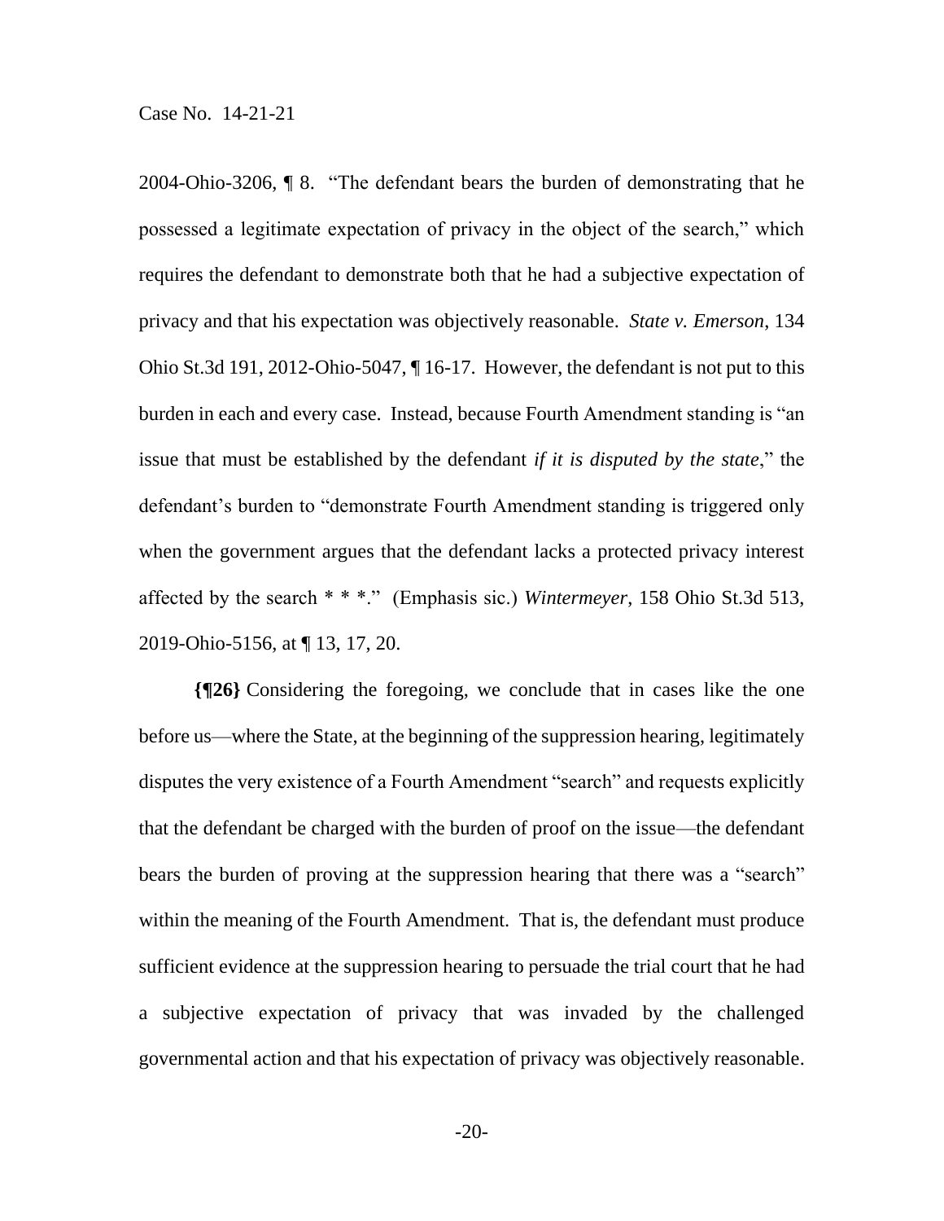2004-Ohio-3206, ¶ 8. "The defendant bears the burden of demonstrating that he possessed a legitimate expectation of privacy in the object of the search," which requires the defendant to demonstrate both that he had a subjective expectation of privacy and that his expectation was objectively reasonable. *State v. Emerson*, 134 Ohio St.3d 191, 2012-Ohio-5047, ¶ 16-17. However, the defendant is not put to this burden in each and every case. Instead, because Fourth Amendment standing is "an issue that must be established by the defendant *if it is disputed by the state*," the defendant's burden to "demonstrate Fourth Amendment standing is triggered only when the government argues that the defendant lacks a protected privacy interest affected by the search * * *." (Emphasis sic.) *Wintermeyer*, 158 Ohio St.3d 513, 2019-Ohio-5156, at ¶ 13, 17, 20.

**{¶26}** Considering the foregoing, we conclude that in cases like the one before us—where the State, at the beginning of the suppression hearing, legitimately disputes the very existence of a Fourth Amendment "search" and requests explicitly that the defendant be charged with the burden of proof on the issue—the defendant bears the burden of proving at the suppression hearing that there was a "search" within the meaning of the Fourth Amendment. That is, the defendant must produce sufficient evidence at the suppression hearing to persuade the trial court that he had a subjective expectation of privacy that was invaded by the challenged governmental action and that his expectation of privacy was objectively reasonable.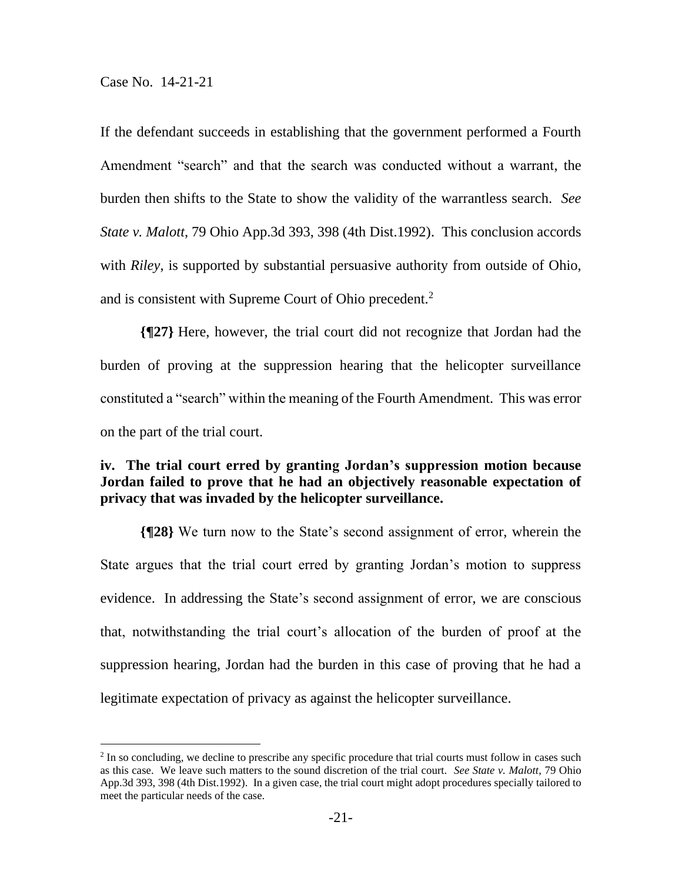If the defendant succeeds in establishing that the government performed a Fourth Amendment "search" and that the search was conducted without a warrant, the burden then shifts to the State to show the validity of the warrantless search. *See State v. Malott*, 79 Ohio App.3d 393, 398 (4th Dist.1992). This conclusion accords with *Riley*, is supported by substantial persuasive authority from outside of Ohio, and is consistent with Supreme Court of Ohio precedent.[2]

**{¶27}** Here, however, the trial court did not recognize that Jordan had the burden of proving at the suppression hearing that the helicopter surveillance constituted a "search" within the meaning of the Fourth Amendment. This was error on the part of the trial court.

**iv. The trial court erred by granting Jordan's suppression motion because Jordan failed to prove that he had an objectively reasonable expectation of privacy that was invaded by the helicopter surveillance.**

**{¶28}** We turn now to the State's second assignment of error, wherein the State argues that the trial court erred by granting Jordan's motion to suppress evidence. In addressing the State's second assignment of error, we are conscious that, notwithstanding the trial court's allocation of the burden of proof at the suppression hearing, Jordan had the burden in this case of proving that he had a legitimate expectation of privacy as against the helicopter surveillance.

---

[2] In so concluding, we decline to prescribe any specific procedure that trial courts must follow in cases such as this case. We leave such matters to the sound discretion of the trial court. *See State v. Malott*, 79 Ohio App.3d 393, 398 (4th Dist.1992). In a given case, the trial court might adopt procedures specially tailored to meet the particular needs of the case.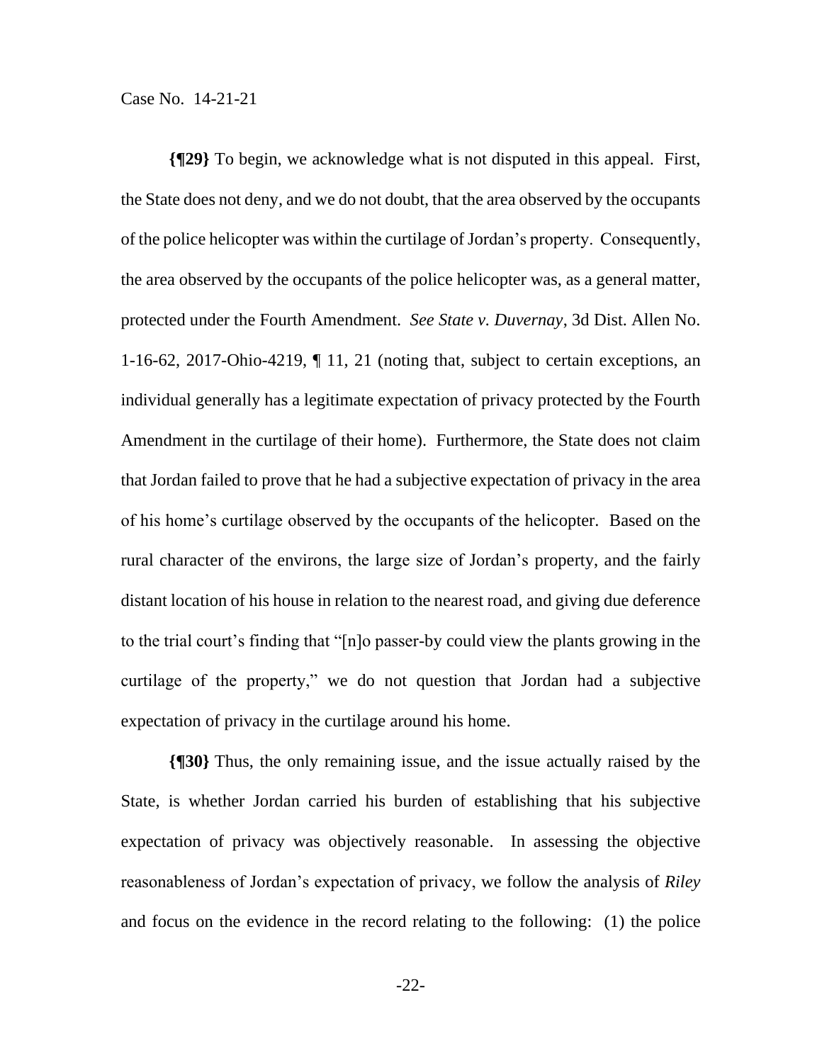**{¶29}** To begin, we acknowledge what is not disputed in this appeal. First, the State does not deny, and we do not doubt, that the area observed by the occupants of the police helicopter was within the curtilage of Jordan's property. Consequently, the area observed by the occupants of the police helicopter was, as a general matter, protected under the Fourth Amendment. *See State v. Duvernay*, 3d Dist. Allen No. 1-16-62, 2017-Ohio-4219, ¶ 11, 21 (noting that, subject to certain exceptions, an individual generally has a legitimate expectation of privacy protected by the Fourth Amendment in the curtilage of their home). Furthermore, the State does not claim that Jordan failed to prove that he had a subjective expectation of privacy in the area of his home's curtilage observed by the occupants of the helicopter. Based on the rural character of the environs, the large size of Jordan's property, and the fairly distant location of his house in relation to the nearest road, and giving due deference to the trial court's finding that "[n]o passer-by could view the plants growing in the curtilage of the property," we do not question that Jordan had a subjective expectation of privacy in the curtilage around his home.

**{¶30}** Thus, the only remaining issue, and the issue actually raised by the State, is whether Jordan carried his burden of establishing that his subjective expectation of privacy was objectively reasonable. In assessing the objective reasonableness of Jordan's expectation of privacy, we follow the analysis of *Riley* and focus on the evidence in the record relating to the following: (1) the police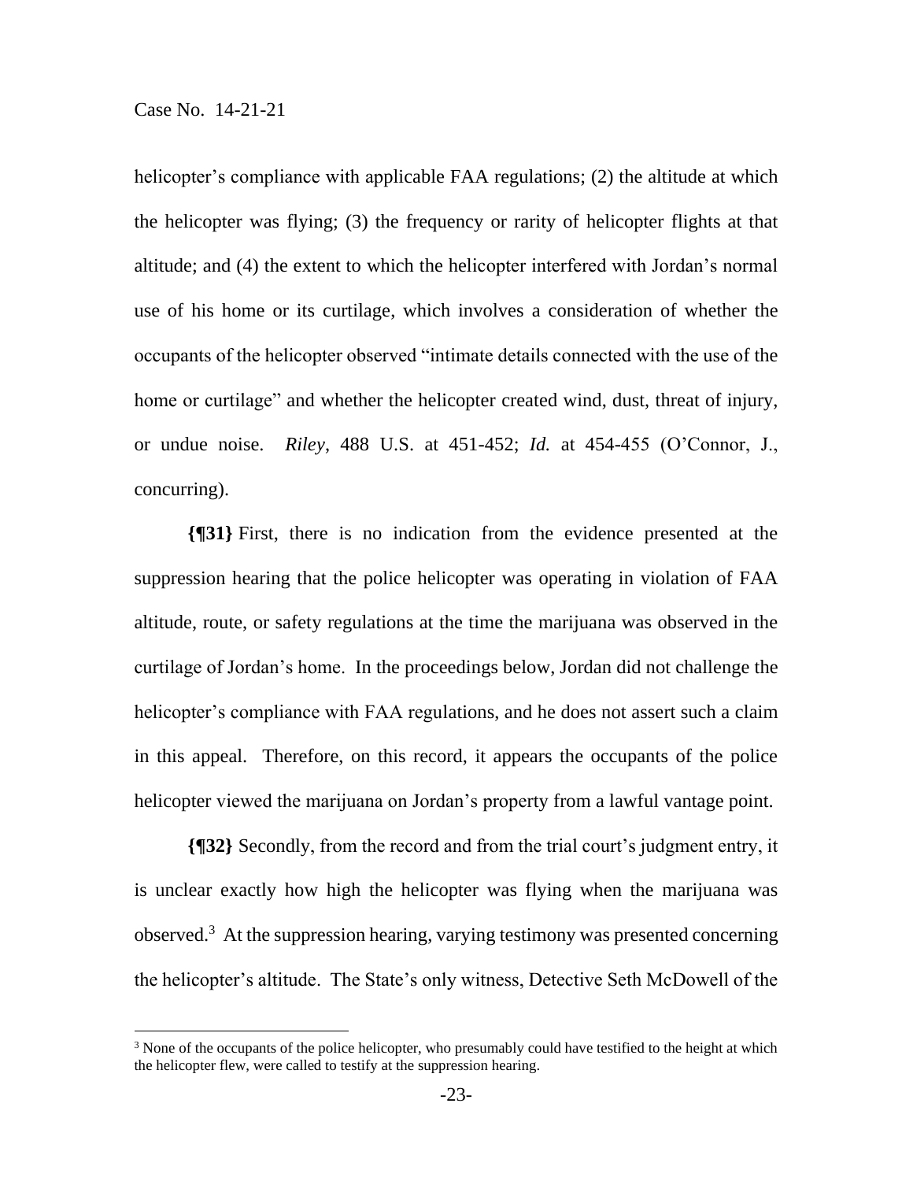helicopter's compliance with applicable FAA regulations; (2) the altitude at which the helicopter was flying; (3) the frequency or rarity of helicopter flights at that altitude; and (4) the extent to which the helicopter interfered with Jordan's normal use of his home or its curtilage, which involves a consideration of whether the occupants of the helicopter observed "intimate details connected with the use of the home or curtilage" and whether the helicopter created wind, dust, threat of injury, or undue noise. *Riley*, 488 U.S. at 451-452; *Id.* at 454-455 (O'Connor, J., concurring).

**{¶31}** First, there is no indication from the evidence presented at the suppression hearing that the police helicopter was operating in violation of FAA altitude, route, or safety regulations at the time the marijuana was observed in the curtilage of Jordan's home. In the proceedings below, Jordan did not challenge the helicopter's compliance with FAA regulations, and he does not assert such a claim in this appeal. Therefore, on this record, it appears the occupants of the police helicopter viewed the marijuana on Jordan's property from a lawful vantage point.

**{¶32}** Secondly, from the record and from the trial court's judgment entry, it is unclear exactly how high the helicopter was flying when the marijuana was observed.[3] At the suppression hearing, varying testimony was presented concerning the helicopter's altitude. The State's only witness, Detective Seth McDowell of the

[3] None of the occupants of the police helicopter, who presumably could have testified to the height at which the helicopter flew, were called to testify at the suppression hearing.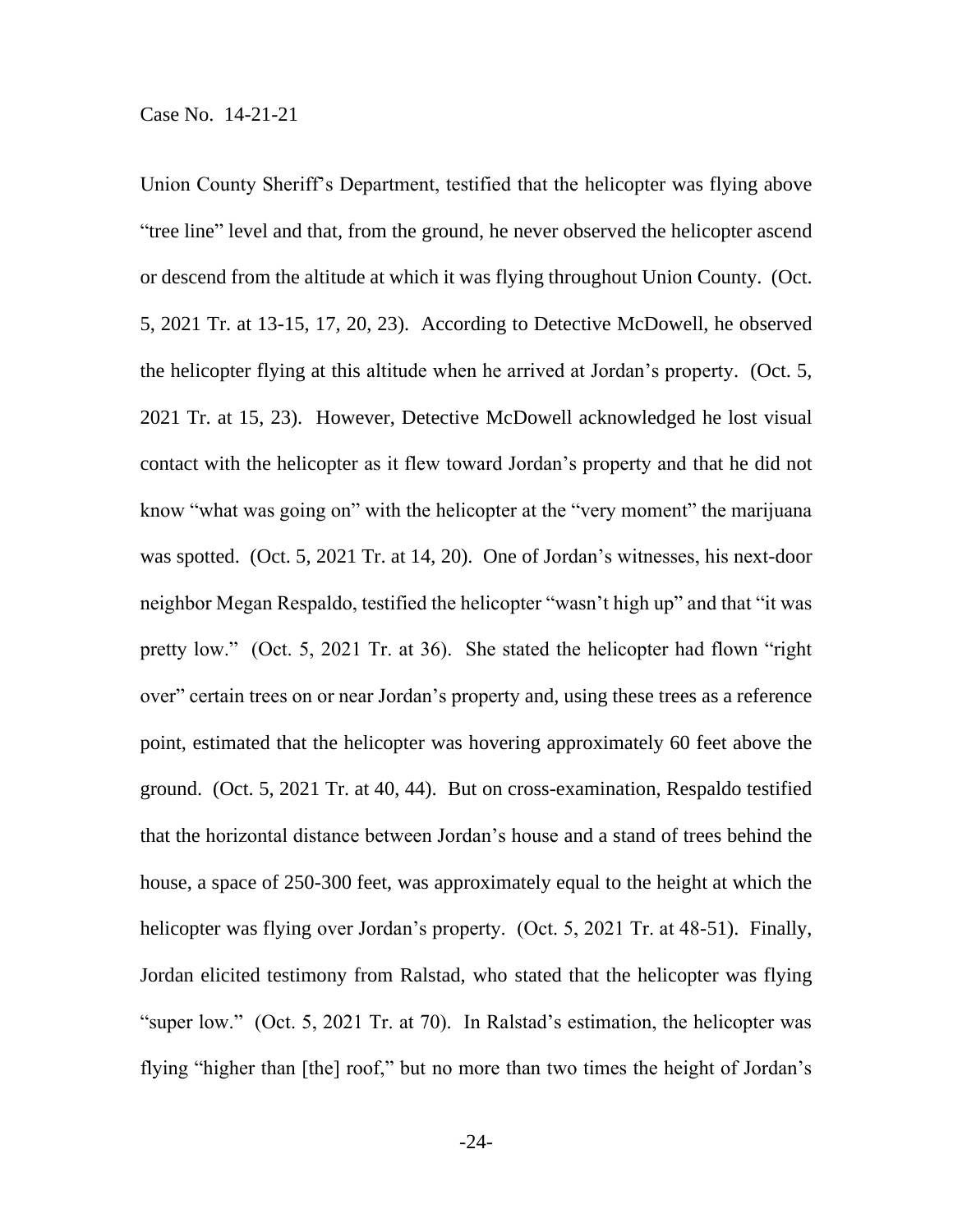Union County Sheriff's Department, testified that the helicopter was flying above "tree line" level and that, from the ground, he never observed the helicopter ascend or descend from the altitude at which it was flying throughout Union County. (Oct. 5, 2021 Tr. at 13-15, 17, 20, 23). According to Detective McDowell, he observed the helicopter flying at this altitude when he arrived at Jordan's property. (Oct. 5, 2021 Tr. at 15, 23). However, Detective McDowell acknowledged he lost visual contact with the helicopter as it flew toward Jordan's property and that he did not know "what was going on" with the helicopter at the "very moment" the marijuana was spotted. (Oct. 5, 2021 Tr. at 14, 20). One of Jordan's witnesses, his next-door neighbor Megan Respaldo, testified the helicopter "wasn't high up" and that "it was pretty low." (Oct. 5, 2021 Tr. at 36). She stated the helicopter had flown "right over" certain trees on or near Jordan's property and, using these trees as a reference point, estimated that the helicopter was hovering approximately 60 feet above the ground. (Oct. 5, 2021 Tr. at 40, 44). But on cross-examination, Respaldo testified that the horizontal distance between Jordan's house and a stand of trees behind the house, a space of 250-300 feet, was approximately equal to the height at which the helicopter was flying over Jordan's property. (Oct. 5, 2021 Tr. at 48-51). Finally, Jordan elicited testimony from Ralstad, who stated that the helicopter was flying "super low." (Oct. 5, 2021 Tr. at 70). In Ralstad's estimation, the helicopter was flying "higher than [the] roof," but no more than two times the height of Jordan's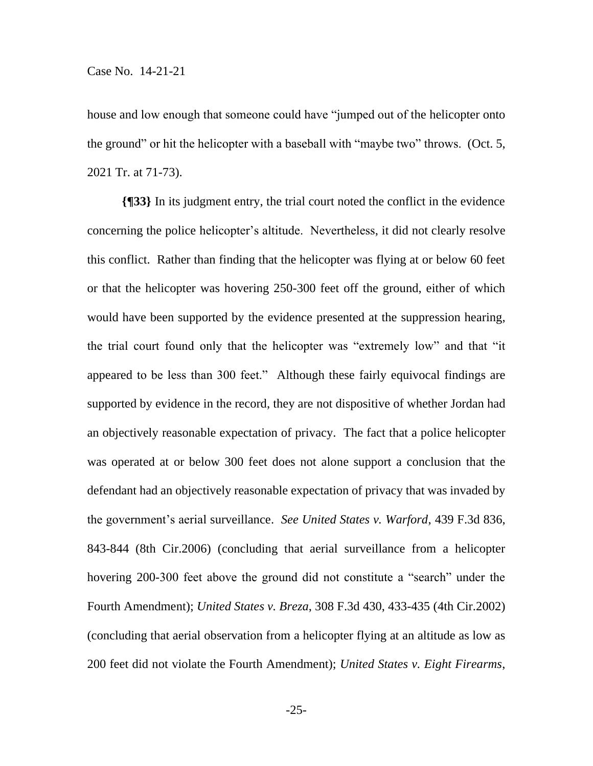house and low enough that someone could have "jumped out of the helicopter onto the ground" or hit the helicopter with a baseball with "maybe two" throws. (Oct. 5, 2021 Tr. at 71-73).

**{¶33}** In its judgment entry, the trial court noted the conflict in the evidence concerning the police helicopter's altitude. Nevertheless, it did not clearly resolve this conflict. Rather than finding that the helicopter was flying at or below 60 feet or that the helicopter was hovering 250-300 feet off the ground, either of which would have been supported by the evidence presented at the suppression hearing, the trial court found only that the helicopter was "extremely low" and that "it appeared to be less than 300 feet." Although these fairly equivocal findings are supported by evidence in the record, they are not dispositive of whether Jordan had an objectively reasonable expectation of privacy. The fact that a police helicopter was operated at or below 300 feet does not alone support a conclusion that the defendant had an objectively reasonable expectation of privacy that was invaded by the government's aerial surveillance. *See United States v. Warford*, 439 F.3d 836, 843-844 (8th Cir.2006) (concluding that aerial surveillance from a helicopter hovering 200-300 feet above the ground did not constitute a "search" under the Fourth Amendment); *United States v. Breza*, 308 F.3d 430, 433-435 (4th Cir.2002) (concluding that aerial observation from a helicopter flying at an altitude as low as 200 feet did not violate the Fourth Amendment); *United States v. Eight Firearms*,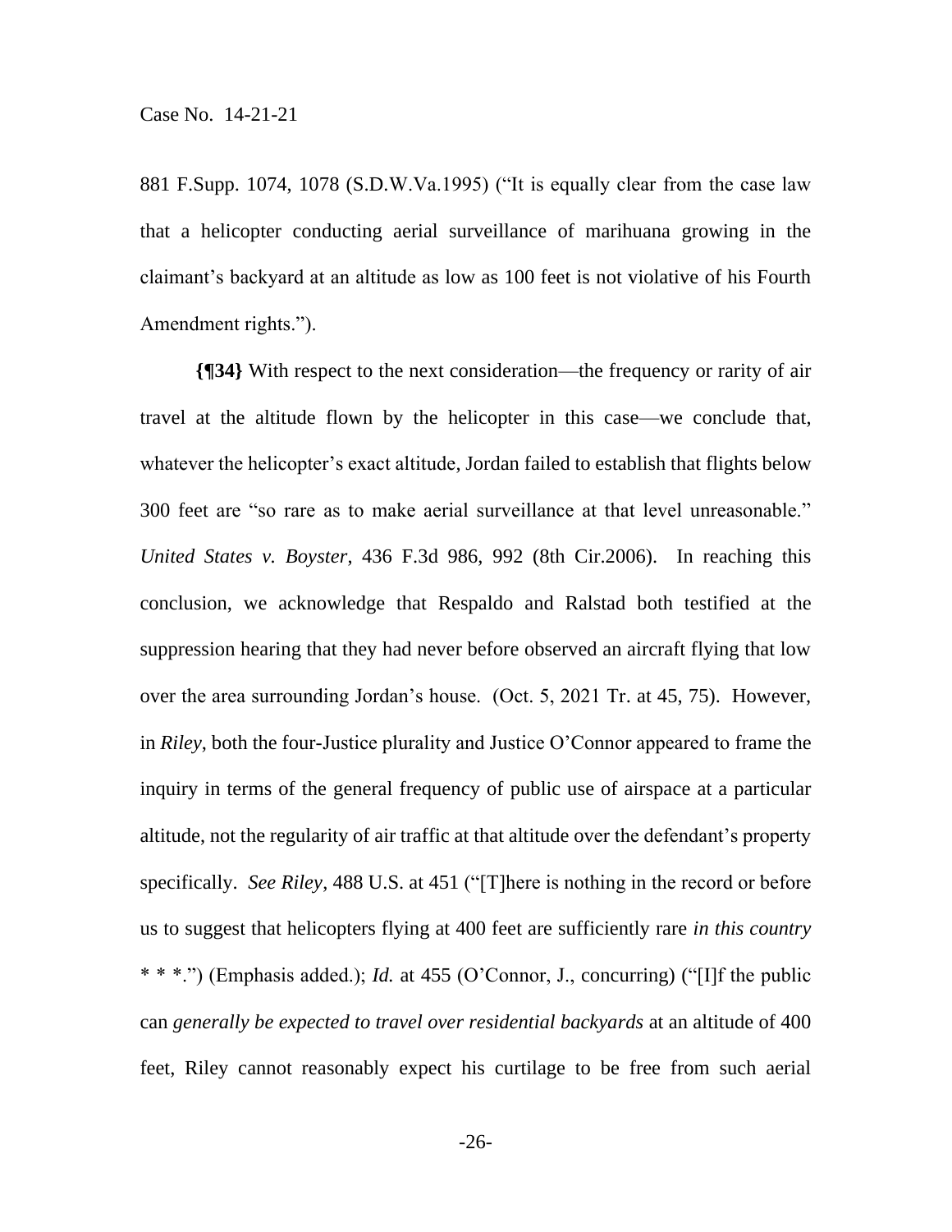881 F.Supp. 1074, 1078 (S.D.W.Va.1995) ("It is equally clear from the case law that a helicopter conducting aerial surveillance of marihuana growing in the claimant's backyard at an altitude as low as 100 feet is not violative of his Fourth Amendment rights.").

**{¶34}** With respect to the next consideration—the frequency or rarity of air travel at the altitude flown by the helicopter in this case—we conclude that, whatever the helicopter's exact altitude, Jordan failed to establish that flights below 300 feet are "so rare as to make aerial surveillance at that level unreasonable." *United States v. Boyster*, 436 F.3d 986, 992 (8th Cir.2006). In reaching this conclusion, we acknowledge that Respaldo and Ralstad both testified at the suppression hearing that they had never before observed an aircraft flying that low over the area surrounding Jordan's house. (Oct. 5, 2021 Tr. at 45, 75). However, in *Riley*, both the four-Justice plurality and Justice O'Connor appeared to frame the inquiry in terms of the general frequency of public use of airspace at a particular altitude, not the regularity of air traffic at that altitude over the defendant's property specifically. *See Riley*, 488 U.S. at 451 ("[T]here is nothing in the record or before us to suggest that helicopters flying at 400 feet are sufficiently rare *in this country* * * *.") (Emphasis added.); *Id.* at 455 (O'Connor, J., concurring) ("[I]f the public can *generally be expected to travel over residential backyards* at an altitude of 400 feet, Riley cannot reasonably expect his curtilage to be free from such aerial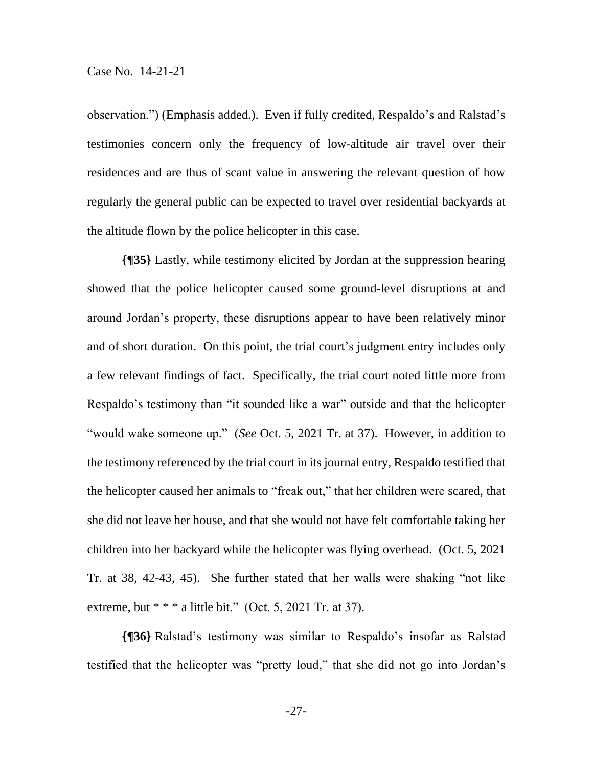observation.") (Emphasis added.). Even if fully credited, Respaldo's and Ralstad's testimonies concern only the frequency of low-altitude air travel over their residences and are thus of scant value in answering the relevant question of how regularly the general public can be expected to travel over residential backyards at the altitude flown by the police helicopter in this case.

**{¶35}** Lastly, while testimony elicited by Jordan at the suppression hearing showed that the police helicopter caused some ground-level disruptions at and around Jordan's property, these disruptions appear to have been relatively minor and of short duration. On this point, the trial court's judgment entry includes only a few relevant findings of fact. Specifically, the trial court noted little more from Respaldo's testimony than "it sounded like a war" outside and that the helicopter "would wake someone up." (*See* Oct. 5, 2021 Tr. at 37). However, in addition to the testimony referenced by the trial court in its journal entry, Respaldo testified that the helicopter caused her animals to "freak out," that her children were scared, that she did not leave her house, and that she would not have felt comfortable taking her children into her backyard while the helicopter was flying overhead. (Oct. 5, 2021 Tr. at 38, 42-43, 45). She further stated that her walls were shaking "not like extreme, but * * * a little bit." (Oct. 5, 2021 Tr. at 37).

**{¶36}** Ralstad's testimony was similar to Respaldo's insofar as Ralstad testified that the helicopter was "pretty loud," that she did not go into Jordan's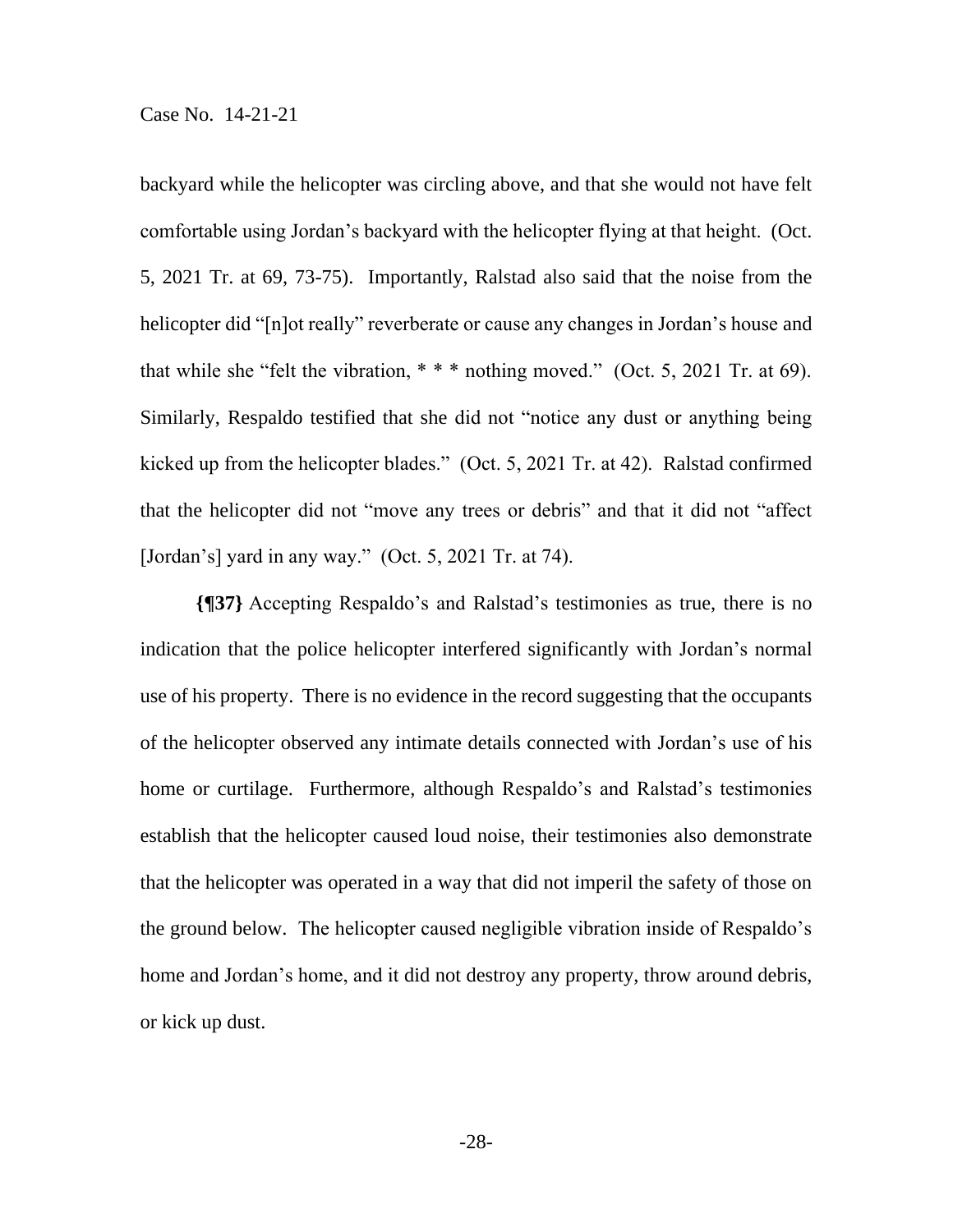backyard while the helicopter was circling above, and that she would not have felt comfortable using Jordan's backyard with the helicopter flying at that height. (Oct. 5, 2021 Tr. at 69, 73-75). Importantly, Ralstad also said that the noise from the helicopter did "[n]ot really" reverberate or cause any changes in Jordan's house and that while she "felt the vibration, * * * nothing moved." (Oct. 5, 2021 Tr. at 69). Similarly, Respaldo testified that she did not "notice any dust or anything being kicked up from the helicopter blades." (Oct. 5, 2021 Tr. at 42). Ralstad confirmed that the helicopter did not "move any trees or debris" and that it did not "affect [Jordan's] yard in any way." (Oct. 5, 2021 Tr. at 74).

**{¶37}** Accepting Respaldo's and Ralstad's testimonies as true, there is no indication that the police helicopter interfered significantly with Jordan's normal use of his property. There is no evidence in the record suggesting that the occupants of the helicopter observed any intimate details connected with Jordan's use of his home or curtilage. Furthermore, although Respaldo's and Ralstad's testimonies establish that the helicopter caused loud noise, their testimonies also demonstrate that the helicopter was operated in a way that did not imperil the safety of those on the ground below. The helicopter caused negligible vibration inside of Respaldo's home and Jordan's home, and it did not destroy any property, throw around debris, or kick up dust.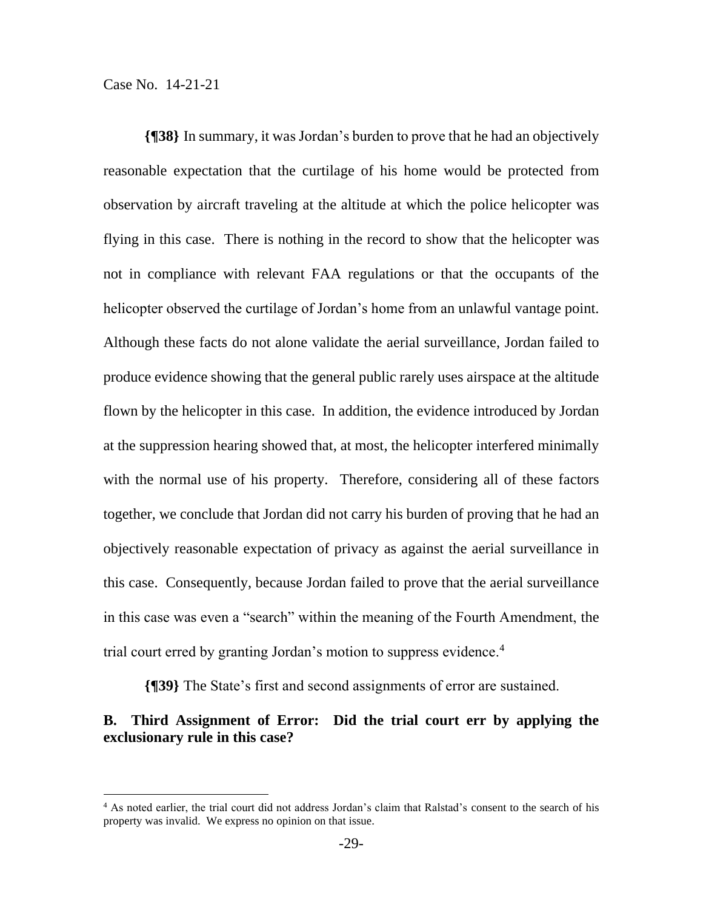**{¶38}** In summary, it was Jordan's burden to prove that he had an objectively reasonable expectation that the curtilage of his home would be protected from observation by aircraft traveling at the altitude at which the police helicopter was flying in this case. There is nothing in the record to show that the helicopter was not in compliance with relevant FAA regulations or that the occupants of the helicopter observed the curtilage of Jordan's home from an unlawful vantage point. Although these facts do not alone validate the aerial surveillance, Jordan failed to produce evidence showing that the general public rarely uses airspace at the altitude flown by the helicopter in this case. In addition, the evidence introduced by Jordan at the suppression hearing showed that, at most, the helicopter interfered minimally with the normal use of his property. Therefore, considering all of these factors together, we conclude that Jordan did not carry his burden of proving that he had an objectively reasonable expectation of privacy as against the aerial surveillance in this case. Consequently, because Jordan failed to prove that the aerial surveillance in this case was even a "search" within the meaning of the Fourth Amendment, the trial court erred by granting Jordan's motion to suppress evidence.[4]

**{¶39}** The State's first and second assignments of error are sustained.

### B. Third Assignment of Error: Did the trial court err by applying the exclusionary rule in this case?

[4] As noted earlier, the trial court did not address Jordan's claim that Ralstad's consent to the search of his property was invalid. We express no opinion on that issue.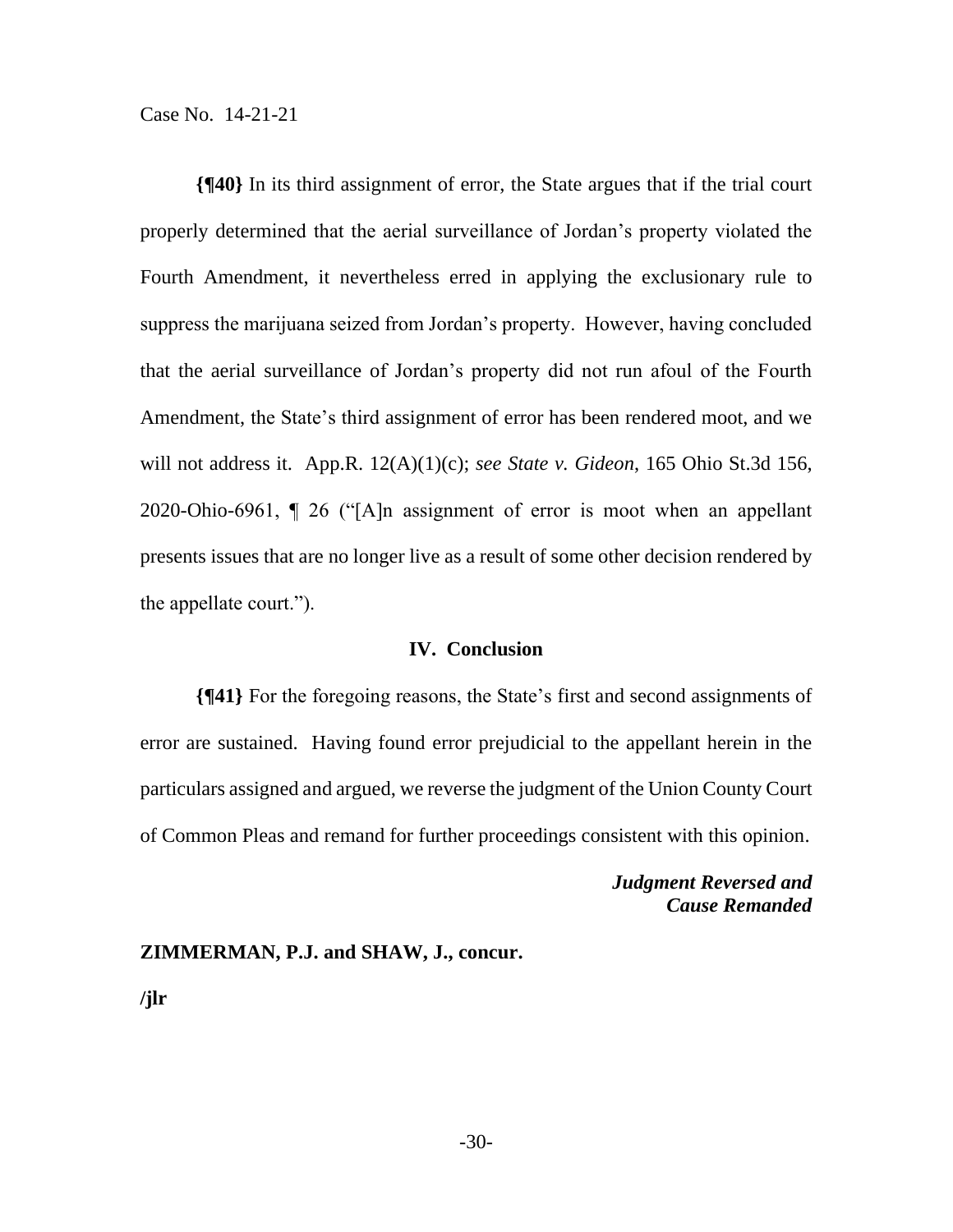**{¶40}** In its third assignment of error, the State argues that if the trial court properly determined that the aerial surveillance of Jordan's property violated the Fourth Amendment, it nevertheless erred in applying the exclusionary rule to suppress the marijuana seized from Jordan's property. However, having concluded that the aerial surveillance of Jordan's property did not run afoul of the Fourth Amendment, the State's third assignment of error has been rendered moot, and we will not address it. App.R. 12(A)(1)(c); *see State v. Gideon*, 165 Ohio St.3d 156, 2020-Ohio-6961, ¶ 26 ("[A]n assignment of error is moot when an appellant presents issues that are no longer live as a result of some other decision rendered by the appellate court.").

## IV. Conclusion

**{¶41}** For the foregoing reasons, the State's first and second assignments of error are sustained. Having found error prejudicial to the appellant herein in the particulars assigned and argued, we reverse the judgment of the Union County Court of Common Pleas and remand for further proceedings consistent with this opinion.

***Judgment Reversed and Cause Remanded***

**ZIMMERMAN, P.J. and SHAW, J., concur.**

**/jlr**